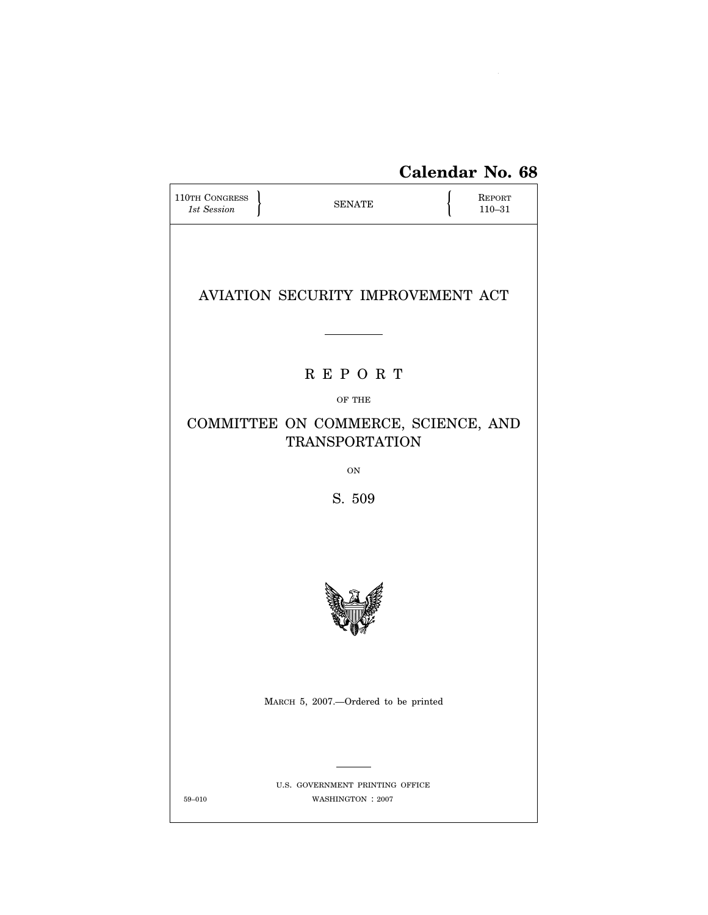**Calendar No. 68**

| 110TH CONGRESS<br>*1st Session* | SENATE | REPORT<br>110–31 |
|---|---|---|

# AVIATION SECURITY IMPROVEMENT ACT

---

## R E P O R T

OF THE

## COMMITTEE ON COMMERCE, SCIENCE, AND TRANSPORTATION

ON

## S. 509

MARCH 5, 2007.—Ordered to be printed

---

U.S. GOVERNMENT PRINTING OFFICE

59–010 WASHINGTON : 2007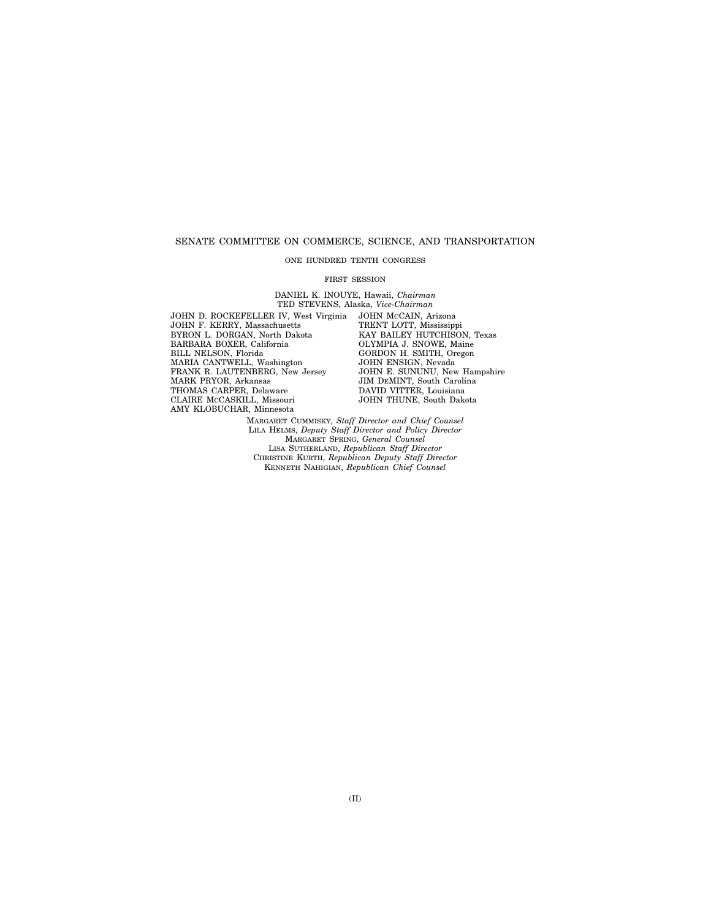SENATE COMMITTEE ON COMMERCE, SCIENCE, AND TRANSPORTATION

ONE HUNDRED TENTH CONGRESS

FIRST SESSION

DANIEL K. INOUYE, Hawaii, *Chairman*
TED STEVENS, Alaska, *Vice-Chairman*

JOHN D. ROCKEFELLER IV, West Virginia
JOHN F. KERRY, Massachusetts
BYRON L. DORGAN, North Dakota
BARBARA BOXER, California
BILL NELSON, Florida
MARIA CANTWELL, Washington
FRANK R. LAUTENBERG, New Jersey
MARK PRYOR, Arkansas
THOMAS CARPER, Delaware
CLAIRE McCASKILL, Missouri
AMY KLOBUCHAR, Minnesota

JOHN McCAIN, Arizona
TRENT LOTT, Mississippi
KAY BAILEY HUTCHISON, Texas
OLYMPIA J. SNOWE, Maine
GORDON H. SMITH, Oregon
JOHN ENSIGN, Nevada
JOHN E. SUNUNU, New Hampshire
JIM DeMINT, South Carolina
DAVID VITTER, Louisiana
JOHN THUNE, South Dakota

MARGARET CUMMISKY, *Staff Director and Chief Counsel*
LILA HELMS, *Deputy Staff Director and Policy Director*
MARGARET SPRING, *General Counsel*
LISA SUTHERLAND, *Republican Staff Director*
CHRISTINE KURTH, *Republican Deputy Staff Director*
KENNETH NAHIGIAN, *Republican Chief Counsel*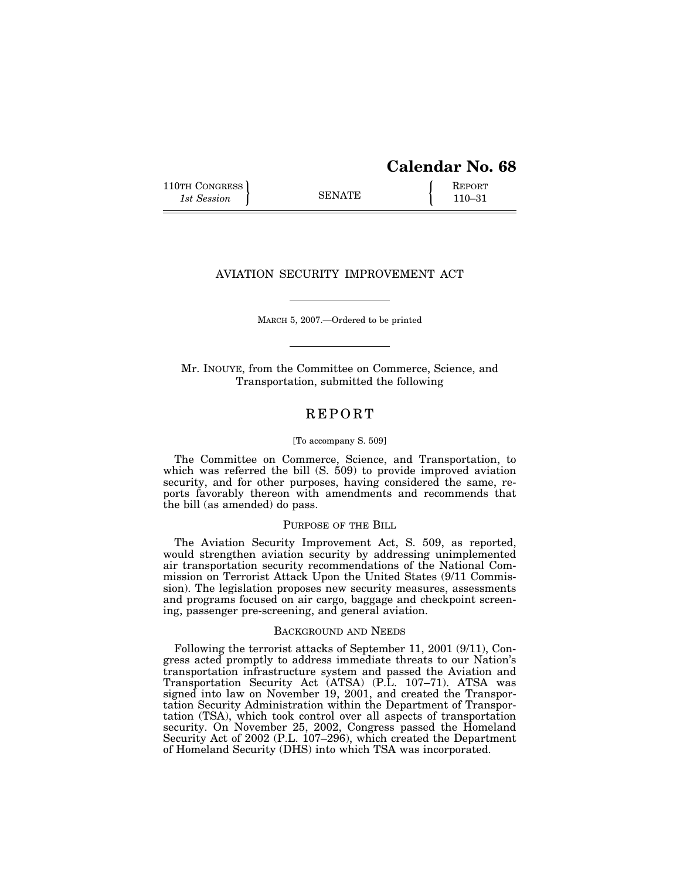# Calendar No. 68

110TH CONGRESS
*1st Session*

SENATE

REPORT
110–31

## AVIATION SECURITY IMPROVEMENT ACT

MARCH 5, 2007.—Ordered to be printed

Mr. INOUYE, from the Committee on Commerce, Science, and Transportation, submitted the following

## REPORT

[To accompany S. 509]

The Committee on Commerce, Science, and Transportation, to which was referred the bill (S. 509) to provide improved aviation security, and for other purposes, having considered the same, reports favorably thereon with amendments and recommends that the bill (as amended) do pass.

### PURPOSE OF THE BILL

The Aviation Security Improvement Act, S. 509, as reported, would strengthen aviation security by addressing unimplemented air transportation security recommendations of the National Commission on Terrorist Attack Upon the United States (9/11 Commission). The legislation proposes new security measures, assessments and programs focused on air cargo, baggage and checkpoint screening, passenger pre-screening, and general aviation.

### BACKGROUND AND NEEDS

Following the terrorist attacks of September 11, 2001 (9/11), Congress acted promptly to address immediate threats to our Nation's transportation infrastructure system and passed the Aviation and Transportation Security Act (ATSA) (P.L. 107–71). ATSA was signed into law on November 19, 2001, and created the Transportation Security Administration within the Department of Transportation (TSA), which took control over all aspects of transportation security. On November 25, 2002, Congress passed the Homeland Security Act of 2002 (P.L. 107–296), which created the Department of Homeland Security (DHS) into which TSA was incorporated.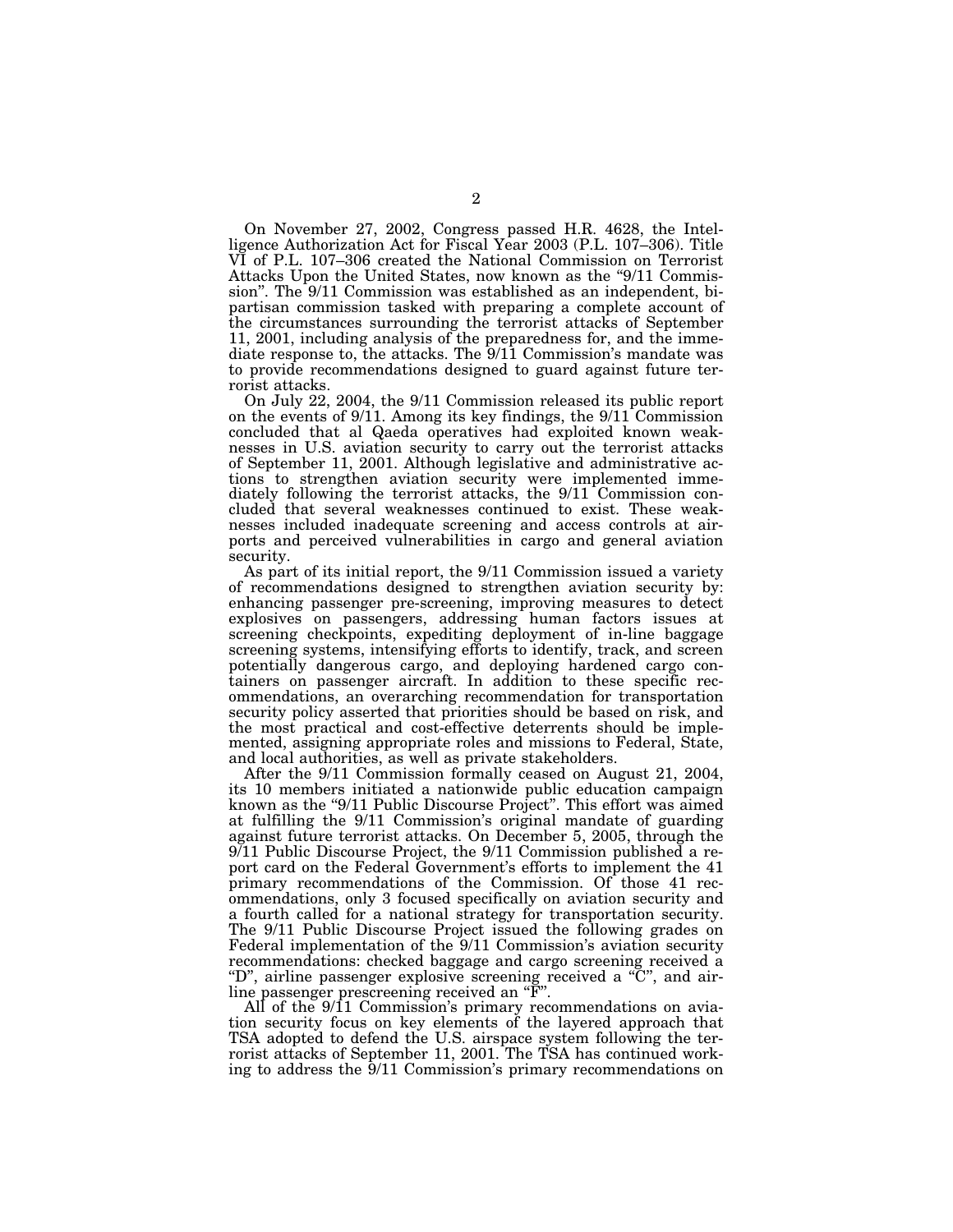On November 27, 2002, Congress passed H.R. 4628, the Intelligence Authorization Act for Fiscal Year 2003 (P.L. 107–306). Title VI of P.L. 107–306 created the National Commission on Terrorist Attacks Upon the United States, now known as the "9/11 Commission". The 9/11 Commission was established as an independent, bipartisan commission tasked with preparing a complete account of the circumstances surrounding the terrorist attacks of September 11, 2001, including analysis of the preparedness for, and the immediate response to, the attacks. The 9/11 Commission's mandate was to provide recommendations designed to guard against future terrorist attacks.

On July 22, 2004, the 9/11 Commission released its public report on the events of 9/11. Among its key findings, the 9/11 Commission concluded that al Qaeda operatives had exploited known weaknesses in U.S. aviation security to carry out the terrorist attacks of September 11, 2001. Although legislative and administrative actions to strengthen aviation security were implemented immediately following the terrorist attacks, the 9/11 Commission concluded that several weaknesses continued to exist. These weaknesses included inadequate screening and access controls at airports and perceived vulnerabilities in cargo and general aviation security.

As part of its initial report, the 9/11 Commission issued a variety of recommendations designed to strengthen aviation security by: enhancing passenger pre-screening, improving measures to detect explosives on passengers, addressing human factors issues at screening checkpoints, expediting deployment of in-line baggage screening systems, intensifying efforts to identify, track, and screen potentially dangerous cargo, and deploying hardened cargo containers on passenger aircraft. In addition to these specific recommendations, an overarching recommendation for transportation security policy asserted that priorities should be based on risk, and the most practical and cost-effective deterrents should be implemented, assigning appropriate roles and missions to Federal, State, and local authorities, as well as private stakeholders.

After the 9/11 Commission formally ceased on August 21, 2004, its 10 members initiated a nationwide public education campaign known as the "9/11 Public Discourse Project". This effort was aimed at fulfilling the 9/11 Commission's original mandate of guarding against future terrorist attacks. On December 5, 2005, through the 9/11 Public Discourse Project, the 9/11 Commission published a report card on the Federal Government's efforts to implement the 41 primary recommendations of the Commission. Of those 41 recommendations, only 3 focused specifically on aviation security and a fourth called for a national strategy for transportation security. The 9/11 Public Discourse Project issued the following grades on Federal implementation of the 9/11 Commission's aviation security recommendations: checked baggage and cargo screening received a "D", airline passenger explosive screening received a "C", and airline passenger prescreening received an "F".

All of the 9/11 Commission's primary recommendations on aviation security focus on key elements of the layered approach that TSA adopted to defend the U.S. airspace system following the terrorist attacks of September 11, 2001. The TSA has continued working to address the 9/11 Commission's primary recommendations on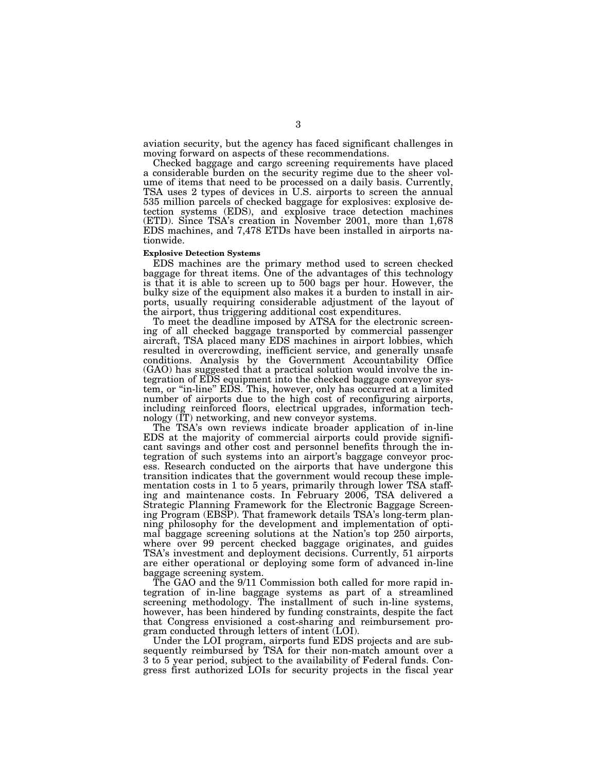aviation security, but the agency has faced significant challenges in moving forward on aspects of these recommendations.

Checked baggage and cargo screening requirements have placed a considerable burden on the security regime due to the sheer volume of items that need to be processed on a daily basis. Currently, TSA uses 2 types of devices in U.S. airports to screen the annual 535 million parcels of checked baggage for explosives: explosive detection systems (EDS), and explosive trace detection machines (ETD). Since TSA's creation in November 2001, more than 1,678 EDS machines, and 7,478 ETDs have been installed in airports nationwide.

**Explosive Detection Systems**

EDS machines are the primary method used to screen checked baggage for threat items. One of the advantages of this technology is that it is able to screen up to 500 bags per hour. However, the bulky size of the equipment also makes it a burden to install in airports, usually requiring considerable adjustment of the layout of the airport, thus triggering additional cost expenditures.

To meet the deadline imposed by ATSA for the electronic screening of all checked baggage transported by commercial passenger aircraft, TSA placed many EDS machines in airport lobbies, which resulted in overcrowding, inefficient service, and generally unsafe conditions. Analysis by the Government Accountability Office (GAO) has suggested that a practical solution would involve the integration of EDS equipment into the checked baggage conveyor system, or "in-line" EDS. This, however, only has occurred at a limited number of airports due to the high cost of reconfiguring airports, including reinforced floors, electrical upgrades, information technology (IT) networking, and new conveyor systems.

The TSA's own reviews indicate broader application of in-line EDS at the majority of commercial airports could provide significant savings and other cost and personnel benefits through the integration of such systems into an airport's baggage conveyor process. Research conducted on the airports that have undergone this transition indicates that the government would recoup these implementation costs in 1 to 5 years, primarily through lower TSA staffing and maintenance costs. In February 2006, TSA delivered a Strategic Planning Framework for the Electronic Baggage Screening Program (EBSP). That framework details TSA's long-term planning philosophy for the development and implementation of optimal baggage screening solutions at the Nation's top 250 airports, where over 99 percent checked baggage originates, and guides TSA's investment and deployment decisions. Currently, 51 airports are either operational or deploying some form of advanced in-line baggage screening system.

The GAO and the 9/11 Commission both called for more rapid integration of in-line baggage systems as part of a streamlined screening methodology. The installment of such in-line systems, however, has been hindered by funding constraints, despite the fact that Congress envisioned a cost-sharing and reimbursement program conducted through letters of intent (LOI).

Under the LOI program, airports fund EDS projects and are subsequently reimbursed by TSA for their non-match amount over a 3 to 5 year period, subject to the availability of Federal funds. Congress first authorized LOIs for security projects in the fiscal year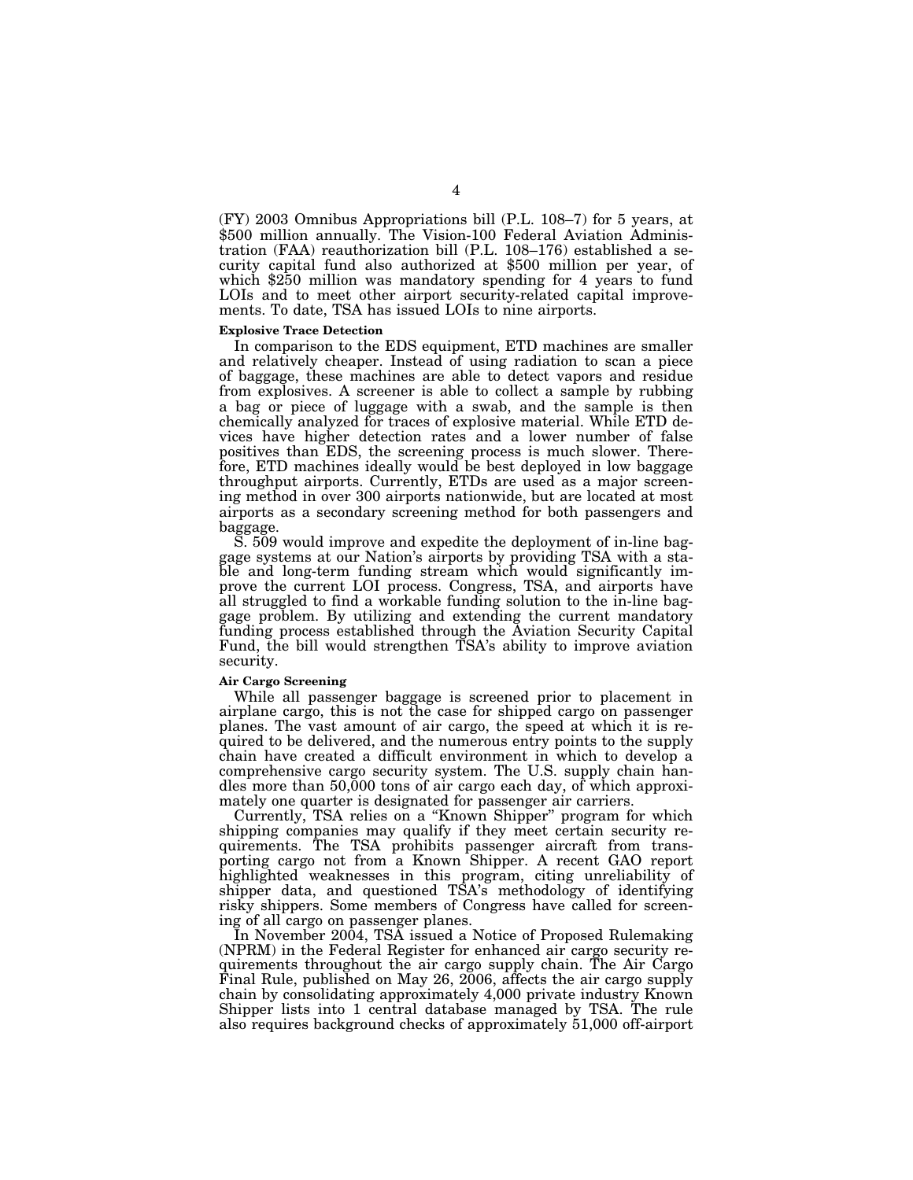(FY) 2003 Omnibus Appropriations bill (P.L. 108–7) for 5 years, at $500 million annually. The Vision-100 Federal Aviation Administration (FAA) reauthorization bill (P.L. 108–176) established a security capital fund also authorized at $500 million per year, of which $250 million was mandatory spending for 4 years to fund LOIs and to meet other airport security-related capital improvements. To date, TSA has issued LOIs to nine airports.

**Explosive Trace Detection**

In comparison to the EDS equipment, ETD machines are smaller and relatively cheaper. Instead of using radiation to scan a piece of baggage, these machines are able to detect vapors and residue from explosives. A screener is able to collect a sample by rubbing a bag or piece of luggage with a swab, and the sample is then chemically analyzed for traces of explosive material. While ETD devices have higher detection rates and a lower number of false positives than EDS, the screening process is much slower. Therefore, ETD machines ideally would be best deployed in low baggage throughput airports. Currently, ETDs are used as a major screening method in over 300 airports nationwide, but are located at most airports as a secondary screening method for both passengers and baggage.

S. 509 would improve and expedite the deployment of in-line baggage systems at our Nation's airports by providing TSA with a stable and long-term funding stream which would significantly improve the current LOI process. Congress, TSA, and airports have all struggled to find a workable funding solution to the in-line baggage problem. By utilizing and extending the current mandatory funding process established through the Aviation Security Capital Fund, the bill would strengthen TSA's ability to improve aviation security.

**Air Cargo Screening**

While all passenger baggage is screened prior to placement in airplane cargo, this is not the case for shipped cargo on passenger planes. The vast amount of air cargo, the speed at which it is required to be delivered, and the numerous entry points to the supply chain have created a difficult environment in which to develop a comprehensive cargo security system. The U.S. supply chain handles more than 50,000 tons of air cargo each day, of which approximately one quarter is designated for passenger air carriers.

Currently, TSA relies on a "Known Shipper" program for which shipping companies may qualify if they meet certain security requirements. The TSA prohibits passenger aircraft from transporting cargo not from a Known Shipper. A recent GAO report highlighted weaknesses in this program, citing unreliability of shipper data, and questioned TSA's methodology of identifying risky shippers. Some members of Congress have called for screening of all cargo on passenger planes.

In November 2004, TSA issued a Notice of Proposed Rulemaking (NPRM) in the Federal Register for enhanced air cargo security requirements throughout the air cargo supply chain. The Air Cargo Final Rule, published on May 26, 2006, affects the air cargo supply chain by consolidating approximately 4,000 private industry Known Shipper lists into 1 central database managed by TSA. The rule also requires background checks of approximately 51,000 off-airport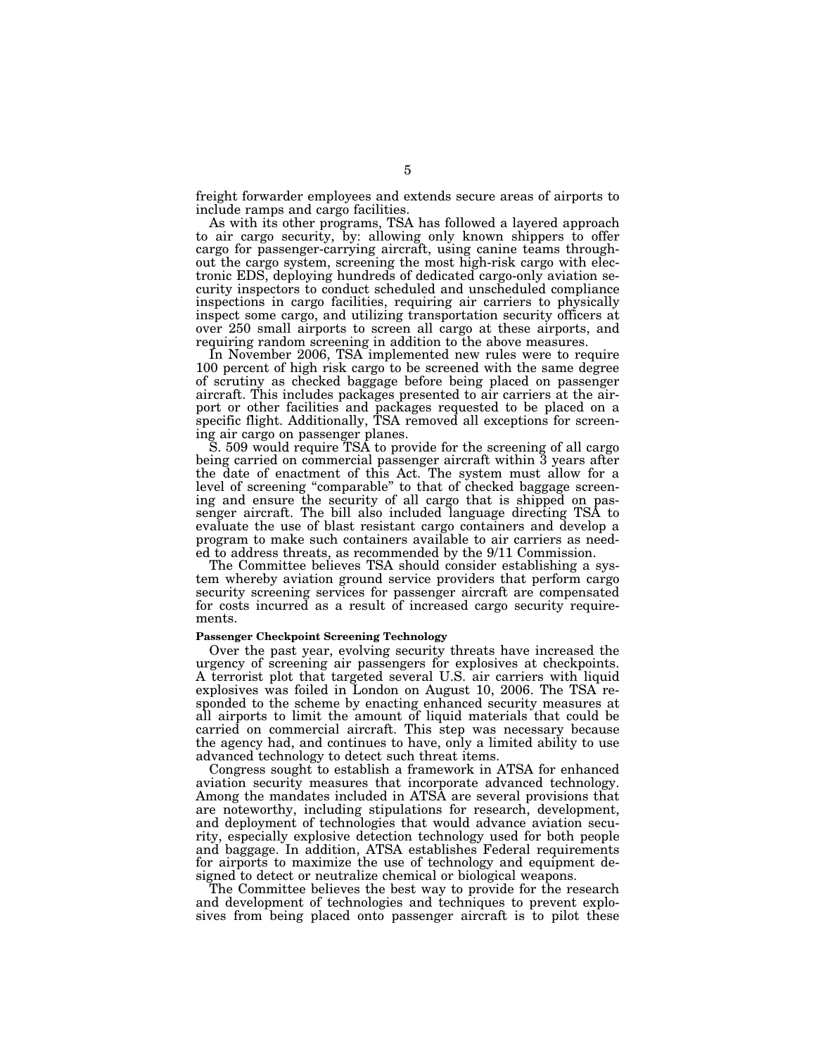freight forwarder employees and extends secure areas of airports to include ramps and cargo facilities.

As with its other programs, TSA has followed a layered approach to air cargo security, by: allowing only known shippers to offer cargo for passenger-carrying aircraft, using canine teams throughout the cargo system, screening the most high-risk cargo with electronic EDS, deploying hundreds of dedicated cargo-only aviation security inspectors to conduct scheduled and unscheduled compliance inspections in cargo facilities, requiring air carriers to physically inspect some cargo, and utilizing transportation security officers at over 250 small airports to screen all cargo at these airports, and requiring random screening in addition to the above measures.

In November 2006, TSA implemented new rules were to require 100 percent of high risk cargo to be screened with the same degree of scrutiny as checked baggage before being placed on passenger aircraft. This includes packages presented to air carriers at the airport or other facilities and packages requested to be placed on a specific flight. Additionally, TSA removed all exceptions for screening air cargo on passenger planes.

S. 509 would require TSA to provide for the screening of all cargo being carried on commercial passenger aircraft within 3 years after the date of enactment of this Act. The system must allow for a level of screening "comparable" to that of checked baggage screening and ensure the security of all cargo that is shipped on passenger aircraft. The bill also included language directing TSA to evaluate the use of blast resistant cargo containers and develop a program to make such containers available to air carriers as needed to address threats, as recommended by the 9/11 Commission.

The Committee believes TSA should consider establishing a system whereby aviation ground service providers that perform cargo security screening services for passenger aircraft are compensated for costs incurred as a result of increased cargo security requirements.

**Passenger Checkpoint Screening Technology**

Over the past year, evolving security threats have increased the urgency of screening air passengers for explosives at checkpoints. A terrorist plot that targeted several U.S. air carriers with liquid explosives was foiled in London on August 10, 2006. The TSA responded to the scheme by enacting enhanced security measures at all airports to limit the amount of liquid materials that could be carried on commercial aircraft. This step was necessary because the agency had, and continues to have, only a limited ability to use advanced technology to detect such threat items.

Congress sought to establish a framework in ATSA for enhanced aviation security measures that incorporate advanced technology. Among the mandates included in ATSA are several provisions that are noteworthy, including stipulations for research, development, and deployment of technologies that would advance aviation security, especially explosive detection technology used for both people and baggage. In addition, ATSA establishes Federal requirements for airports to maximize the use of technology and equipment designed to detect or neutralize chemical or biological weapons.

The Committee believes the best way to provide for the research and development of technologies and techniques to prevent explosives from being placed onto passenger aircraft is to pilot these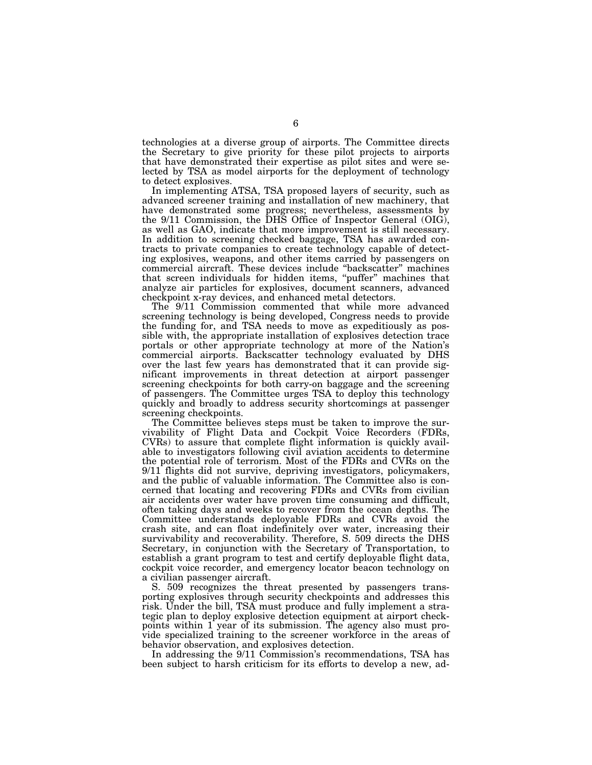technologies at a diverse group of airports. The Committee directs the Secretary to give priority for these pilot projects to airports that have demonstrated their expertise as pilot sites and were selected by TSA as model airports for the deployment of technology to detect explosives.

In implementing ATSA, TSA proposed layers of security, such as advanced screener training and installation of new machinery, that have demonstrated some progress; nevertheless, assessments by the 9/11 Commission, the DHS Office of Inspector General (OIG), as well as GAO, indicate that more improvement is still necessary. In addition to screening checked baggage, TSA has awarded contracts to private companies to create technology capable of detecting explosives, weapons, and other items carried by passengers on commercial aircraft. These devices include "backscatter" machines that screen individuals for hidden items, "puffer" machines that analyze air particles for explosives, document scanners, advanced checkpoint x-ray devices, and enhanced metal detectors.

The 9/11 Commission commented that while more advanced screening technology is being developed, Congress needs to provide the funding for, and TSA needs to move as expeditiously as possible with, the appropriate installation of explosives detection trace portals or other appropriate technology at more of the Nation's commercial airports. Backscatter technology evaluated by DHS over the last few years has demonstrated that it can provide significant improvements in threat detection at airport passenger screening checkpoints for both carry-on baggage and the screening of passengers. The Committee urges TSA to deploy this technology quickly and broadly to address security shortcomings at passenger screening checkpoints.

The Committee believes steps must be taken to improve the survivability of Flight Data and Cockpit Voice Recorders (FDRs, CVRs) to assure that complete flight information is quickly available to investigators following civil aviation accidents to determine the potential role of terrorism. Most of the FDRs and CVRs on the 9/11 flights did not survive, depriving investigators, policymakers, and the public of valuable information. The Committee also is concerned that locating and recovering FDRs and CVRs from civilian air accidents over water have proven time consuming and difficult, often taking days and weeks to recover from the ocean depths. The Committee understands deployable FDRs and CVRs avoid the crash site, and can float indefinitely over water, increasing their survivability and recoverability. Therefore, S. 509 directs the DHS Secretary, in conjunction with the Secretary of Transportation, to establish a grant program to test and certify deployable flight data, cockpit voice recorder, and emergency locator beacon technology on a civilian passenger aircraft.

S. 509 recognizes the threat presented by passengers transporting explosives through security checkpoints and addresses this risk. Under the bill, TSA must produce and fully implement a strategic plan to deploy explosive detection equipment at airport checkpoints within 1 year of its submission. The agency also must provide specialized training to the screener workforce in the areas of behavior observation, and explosives detection.

In addressing the 9/11 Commission's recommendations, TSA has been subject to harsh criticism for its efforts to develop a new, ad-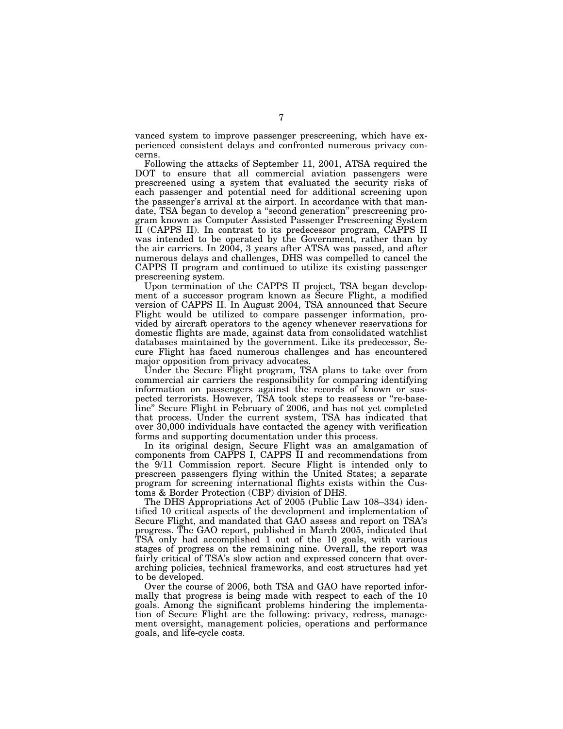vanced system to improve passenger prescreening, which have experienced consistent delays and confronted numerous privacy concerns.

Following the attacks of September 11, 2001, ATSA required the DOT to ensure that all commercial aviation passengers were prescreened using a system that evaluated the security risks of each passenger and potential need for additional screening upon the passenger's arrival at the airport. In accordance with that mandate, TSA began to develop a "second generation" prescreening program known as Computer Assisted Passenger Prescreening System II (CAPPS II). In contrast to its predecessor program, CAPPS II was intended to be operated by the Government, rather than by the air carriers. In 2004, 3 years after ATSA was passed, and after numerous delays and challenges, DHS was compelled to cancel the CAPPS II program and continued to utilize its existing passenger prescreening system.

Upon termination of the CAPPS II project, TSA began development of a successor program known as Secure Flight, a modified version of CAPPS II. In August 2004, TSA announced that Secure Flight would be utilized to compare passenger information, provided by aircraft operators to the agency whenever reservations for domestic flights are made, against data from consolidated watchlist databases maintained by the government. Like its predecessor, Secure Flight has faced numerous challenges and has encountered major opposition from privacy advocates.

Under the Secure Flight program, TSA plans to take over from commercial air carriers the responsibility for comparing identifying information on passengers against the records of known or suspected terrorists. However, TSA took steps to reassess or "re-baseline" Secure Flight in February of 2006, and has not yet completed that process. Under the current system, TSA has indicated that over 30,000 individuals have contacted the agency with verification forms and supporting documentation under this process.

In its original design, Secure Flight was an amalgamation of components from CAPPS I, CAPPS II and recommendations from the 9/11 Commission report. Secure Flight is intended only to prescreen passengers flying within the United States; a separate program for screening international flights exists within the Customs & Border Protection (CBP) division of DHS.

The DHS Appropriations Act of 2005 (Public Law 108–334) identified 10 critical aspects of the development and implementation of Secure Flight, and mandated that GAO assess and report on TSA's progress. The GAO report, published in March 2005, indicated that TSA only had accomplished 1 out of the 10 goals, with various stages of progress on the remaining nine. Overall, the report was fairly critical of TSA's slow action and expressed concern that overarching policies, technical frameworks, and cost structures had yet to be developed.

Over the course of 2006, both TSA and GAO have reported informally that progress is being made with respect to each of the 10 goals. Among the significant problems hindering the implementation of Secure Flight are the following: privacy, redress, management oversight, management policies, operations and performance goals, and life-cycle costs.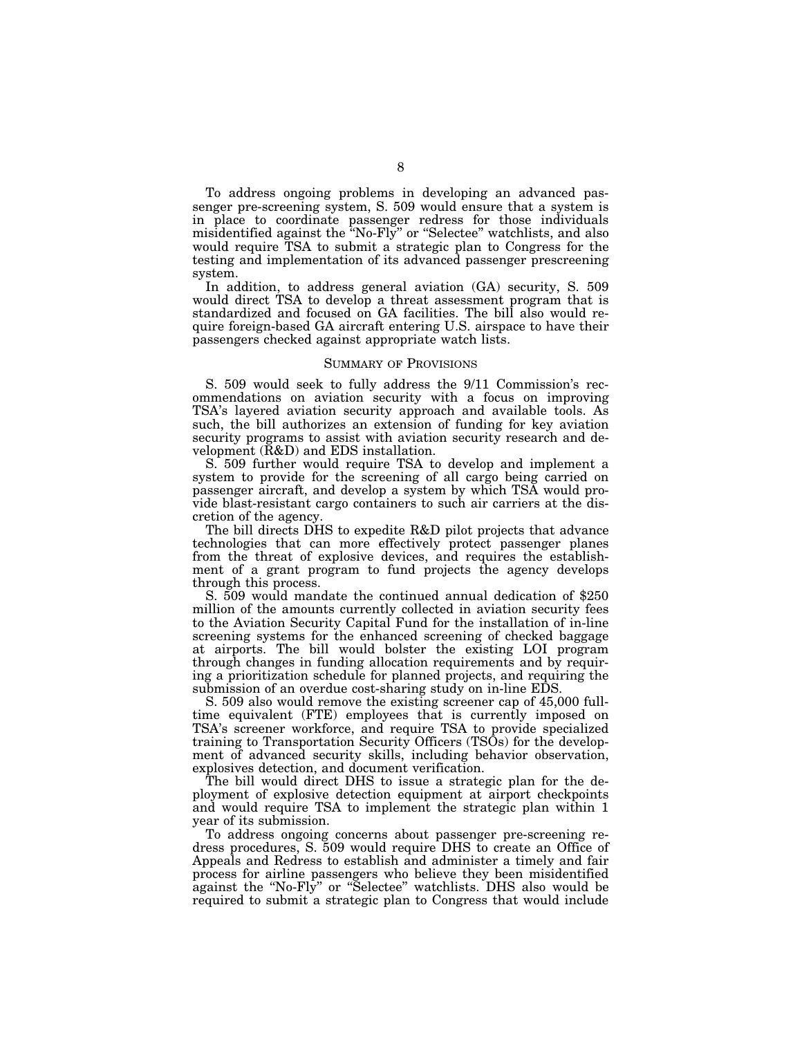To address ongoing problems in developing an advanced passenger pre-screening system, S. 509 would ensure that a system is in place to coordinate passenger redress for those individuals misidentified against the "No-Fly" or "Selectee" watchlists, and also would require TSA to submit a strategic plan to Congress for the testing and implementation of its advanced passenger prescreening system.

In addition, to address general aviation (GA) security, S. 509 would direct TSA to develop a threat assessment program that is standardized and focused on GA facilities. The bill also would require foreign-based GA aircraft entering U.S. airspace to have their passengers checked against appropriate watch lists.

## SUMMARY OF PROVISIONS

S. 509 would seek to fully address the 9/11 Commission's recommendations on aviation security with a focus on improving TSA's layered aviation security approach and available tools. As such, the bill authorizes an extension of funding for key aviation security programs to assist with aviation security research and development (R&D) and EDS installation.

S. 509 further would require TSA to develop and implement a system to provide for the screening of all cargo being carried on passenger aircraft, and develop a system by which TSA would provide blast-resistant cargo containers to such air carriers at the discretion of the agency.

The bill directs DHS to expedite R&D pilot projects that advance technologies that can more effectively protect passenger planes from the threat of explosive devices, and requires the establishment of a grant program to fund projects the agency develops through this process.

S. 509 would mandate the continued annual dedication of $250 million of the amounts currently collected in aviation security fees to the Aviation Security Capital Fund for the installation of in-line screening systems for the enhanced screening of checked baggage at airports. The bill would bolster the existing LOI program through changes in funding allocation requirements and by requiring a prioritization schedule for planned projects, and requiring the submission of an overdue cost-sharing study on in-line EDS.

S. 509 also would remove the existing screener cap of 45,000 full-time equivalent (FTE) employees that is currently imposed on TSA's screener workforce, and require TSA to provide specialized training to Transportation Security Officers (TSOs) for the development of advanced security skills, including behavior observation, explosives detection, and document verification.

The bill would direct DHS to issue a strategic plan for the deployment of explosive detection equipment at airport checkpoints and would require TSA to implement the strategic plan within 1 year of its submission.

To address ongoing concerns about passenger pre-screening redress procedures, S. 509 would require DHS to create an Office of Appeals and Redress to establish and administer a timely and fair process for airline passengers who believe they been misidentified against the "No-Fly" or "Selectee" watchlists. DHS also would be required to submit a strategic plan to Congress that would include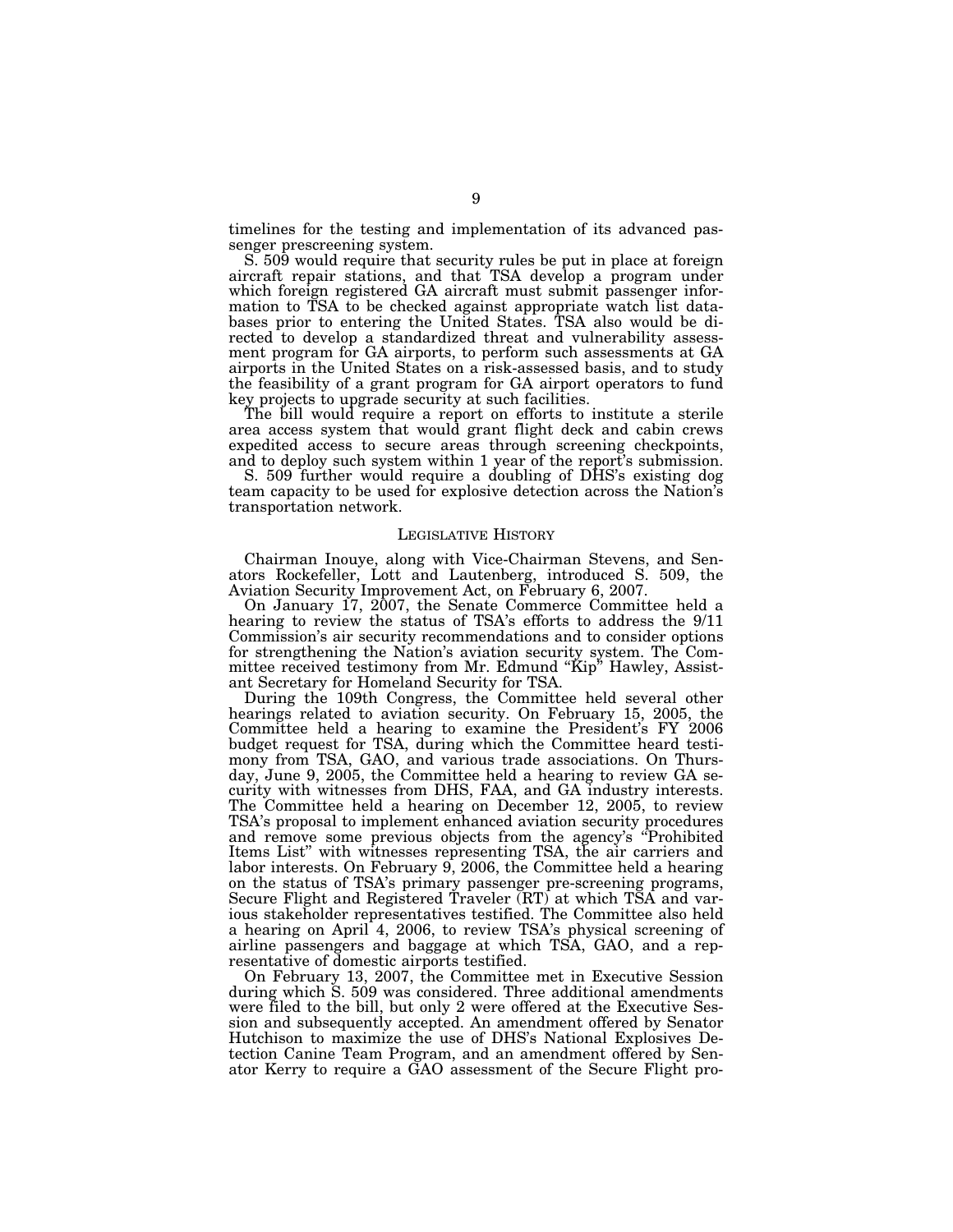timelines for the testing and implementation of its advanced passenger prescreening system.

S. 509 would require that security rules be put in place at foreign aircraft repair stations, and that TSA develop a program under which foreign registered GA aircraft must submit passenger information to TSA to be checked against appropriate watch list databases prior to entering the United States. TSA also would be directed to develop a standardized threat and vulnerability assessment program for GA airports, to perform such assessments at GA airports in the United States on a risk-assessed basis, and to study the feasibility of a grant program for GA airport operators to fund key projects to upgrade security at such facilities.

The bill would require a report on efforts to institute a sterile area access system that would grant flight deck and cabin crews expedited access to secure areas through screening checkpoints, and to deploy such system within 1 year of the report's submission.

S. 509 further would require a doubling of DHS's existing dog team capacity to be used for explosive detection across the Nation's transportation network.

## LEGISLATIVE HISTORY

Chairman Inouye, along with Vice-Chairman Stevens, and Senators Rockefeller, Lott and Lautenberg, introduced S. 509, the Aviation Security Improvement Act, on February 6, 2007.

On January 17, 2007, the Senate Commerce Committee held a hearing to review the status of TSA's efforts to address the 9/11 Commission's air security recommendations and to consider options for strengthening the Nation's aviation security system. The Committee received testimony from Mr. Edmund "Kip" Hawley, Assistant Secretary for Homeland Security for TSA.

During the 109th Congress, the Committee held several other hearings related to aviation security. On February 15, 2005, the Committee held a hearing to examine the President's FY 2006 budget request for TSA, during which the Committee heard testimony from TSA, GAO, and various trade associations. On Thursday, June 9, 2005, the Committee held a hearing to review GA security with witnesses from DHS, FAA, and GA industry interests. The Committee held a hearing on December 12, 2005, to review TSA's proposal to implement enhanced aviation security procedures and remove some previous objects from the agency's "Prohibited Items List" with witnesses representing TSA, the air carriers and labor interests. On February 9, 2006, the Committee held a hearing on the status of TSA's primary passenger pre-screening programs, Secure Flight and Registered Traveler (RT) at which TSA and various stakeholder representatives testified. The Committee also held a hearing on April 4, 2006, to review TSA's physical screening of airline passengers and baggage at which TSA, GAO, and a representative of domestic airports testified.

On February 13, 2007, the Committee met in Executive Session during which S. 509 was considered. Three additional amendments were filed to the bill, but only 2 were offered at the Executive Session and subsequently accepted. An amendment offered by Senator Hutchison to maximize the use of DHS's National Explosives Detection Canine Team Program, and an amendment offered by Senator Kerry to require a GAO assessment of the Secure Flight pro-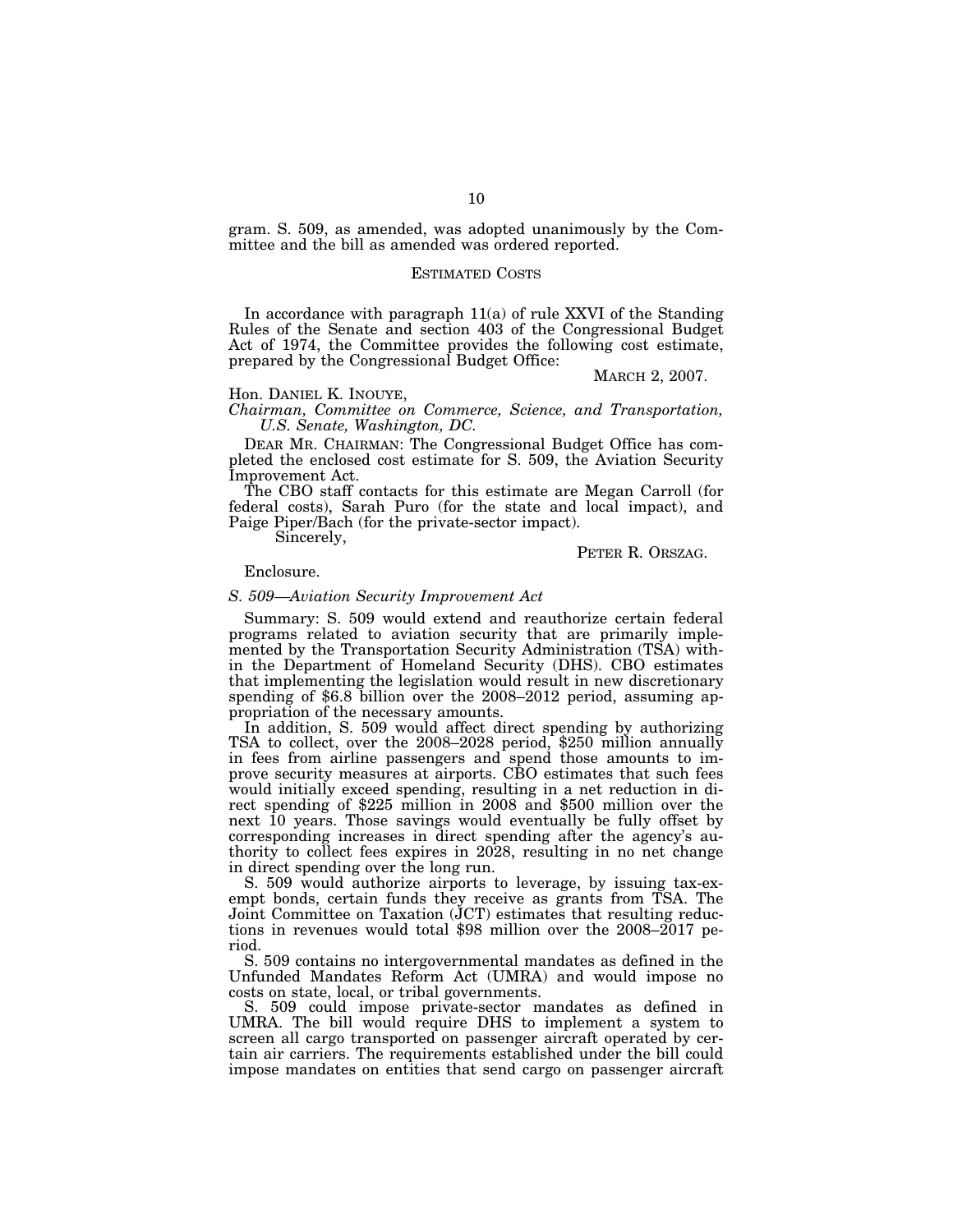gram. S. 509, as amended, was adopted unanimously by the Committee and the bill as amended was ordered reported.

## ESTIMATED COSTS

In accordance with paragraph 11(a) of rule XXVI of the Standing Rules of the Senate and section 403 of the Congressional Budget Act of 1974, the Committee provides the following cost estimate, prepared by the Congressional Budget Office:

MARCH 2, 2007.

Hon. DANIEL K. INOUYE,
*Chairman, Committee on Commerce, Science, and Transportation, U.S. Senate, Washington, DC.*

DEAR MR. CHAIRMAN: The Congressional Budget Office has completed the enclosed cost estimate for S. 509, the Aviation Security Improvement Act.

The CBO staff contacts for this estimate are Megan Carroll (for federal costs), Sarah Puro (for the state and local impact), and Paige Piper/Bach (for the private-sector impact).

Sincerely,

PETER R. ORSZAG.

Enclosure.

*S. 509—Aviation Security Improvement Act*

Summary: S. 509 would extend and reauthorize certain federal programs related to aviation security that are primarily implemented by the Transportation Security Administration (TSA) within the Department of Homeland Security (DHS). CBO estimates that implementing the legislation would result in new discretionary spending of $6.8 billion over the 2008–2012 period, assuming appropriation of the necessary amounts.

In addition, S. 509 would affect direct spending by authorizing TSA to collect, over the 2008–2028 period, $250 million annually in fees from airline passengers and spend those amounts to improve security measures at airports. CBO estimates that such fees would initially exceed spending, resulting in a net reduction in direct spending of $225 million in 2008 and $500 million over the next 10 years. Those savings would eventually be fully offset by corresponding increases in direct spending after the agency's authority to collect fees expires in 2028, resulting in no net change in direct spending over the long run.

S. 509 would authorize airports to leverage, by issuing tax-exempt bonds, certain funds they receive as grants from TSA. The Joint Committee on Taxation (JCT) estimates that resulting reductions in revenues would total $98 million over the 2008–2017 period.

S. 509 contains no intergovernmental mandates as defined in the Unfunded Mandates Reform Act (UMRA) and would impose no costs on state, local, or tribal governments.

S. 509 could impose private-sector mandates as defined in UMRA. The bill would require DHS to implement a system to screen all cargo transported on passenger aircraft operated by certain air carriers. The requirements established under the bill could impose mandates on entities that send cargo on passenger aircraft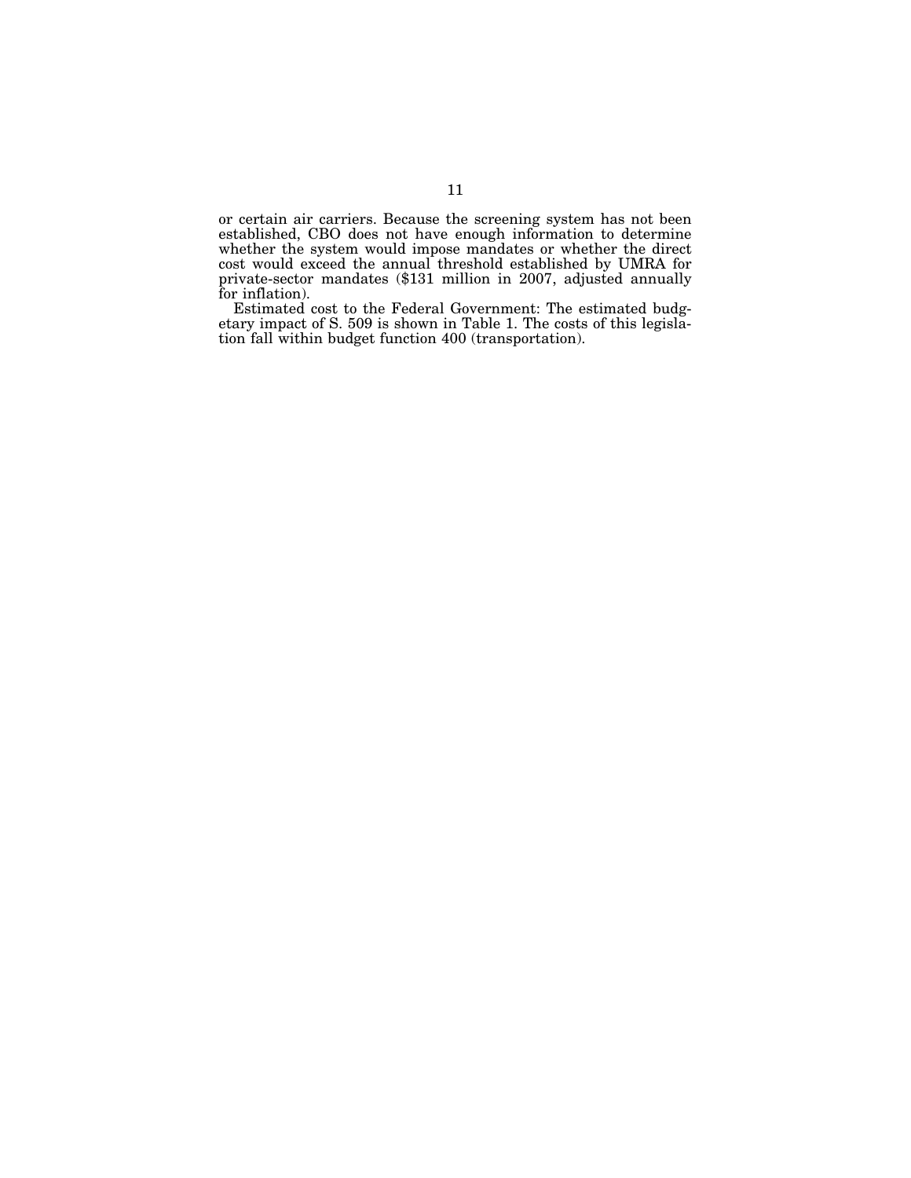or certain air carriers. Because the screening system has not been established, CBO does not have enough information to determine whether the system would impose mandates or whether the direct cost would exceed the annual threshold established by UMRA for private-sector mandates ($131 million in 2007, adjusted annually for inflation).

Estimated cost to the Federal Government: The estimated budgetary impact of S. 509 is shown in Table 1. The costs of this legislation fall within budget function 400 (transportation).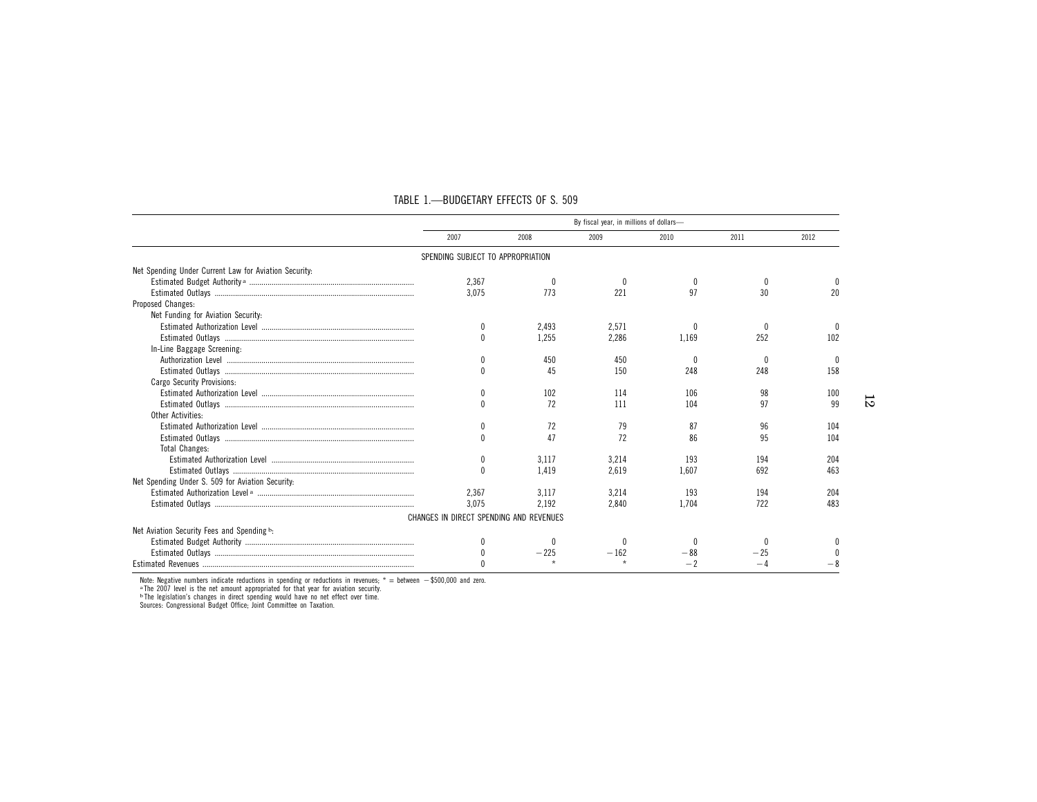TABLE 1.—BUDGETARY EFFECTS OF S. 509

| | By fiscal year, in millions of dollars— | | | | | |
|---|---|---|---|---|---|---|
| | 2007 | 2008 | 2009 | 2010 | 2011 | 2012 |
| SPENDING SUBJECT TO APPROPRIATION | | | | | | |
| Net Spending Under Current Law for Aviation Security: | | | | | | |
| Estimated Budget Authority [a] | 2,367 | 0 | 0 | 0 | 0 | 0 |
| Estimated Outlays | 3,075 | 773 | 221 | 97 | 30 | 20 |
| Proposed Changes: | | | | | | |
| Net Funding for Aviation Security: | | | | | | |
| Estimated Authorization Level | 0 | 2,493 | 2,571 | 0 | 0 | 0 |
| Estimated Outlays | 0 | 1,255 | 2,286 | 1,169 | 252 | 102 |
| In-Line Baggage Screening: | | | | | | |
| Authorization Level | 0 | 450 | 450 | 0 | 0 | 0 |
| Estimated Outlays | 0 | 45 | 150 | 248 | 248 | 158 |
| Cargo Security Provisions: | | | | | | |
| Estimated Authorization Level | 0 | 102 | 114 | 106 | 98 | 100 |
| Estimated Outlays | 0 | 72 | 111 | 104 | 97 | 99 |
| Other Activities: | | | | | | |
| Estimated Authorization Level | 0 | 72 | 79 | 87 | 96 | 104 |
| Estimated Outlays | 0 | 47 | 72 | 86 | 95 | 104 |
| Total Changes: | | | | | | |
| Estimated Authorization Level | 0 | 3,117 | 3,214 | 193 | 194 | 204 |
| Estimated Outlays | 0 | 1,419 | 2,619 | 1,607 | 692 | 463 |
| Net Spending Under S. 509 for Aviation Security: | | | | | | |
| Estimated Authorization Level [a] | 2,367 | 3,117 | 3,214 | 193 | 194 | 204 |
| Estimated Outlays | 3,075 | 2,192 | 2,840 | 1,704 | 722 | 483 |
| CHANGES IN DIRECT SPENDING AND REVENUES | | | | | | |
| Net Aviation Security Fees and Spending [b]: | | | | | | |
| Estimated Budget Authority | 0 | 0 | 0 | 0 | 0 | 0 |
| Estimated Outlays | 0 | −225 | −162 | −88 | −25 | 0 |
| Estimated Revenues | 0 | * | * | −2 | −4 | −8 |

Note: Negative numbers indicate reductions in spending or reductions in revenues; * = between −$500,000 and zero.

[a] The 2007 level is the net amount appropriated for that year for aviation security.

[b] The legislation's changes in direct spending would have no net effect over time.

Sources: Congressional Budget Office; Joint Committee on Taxation.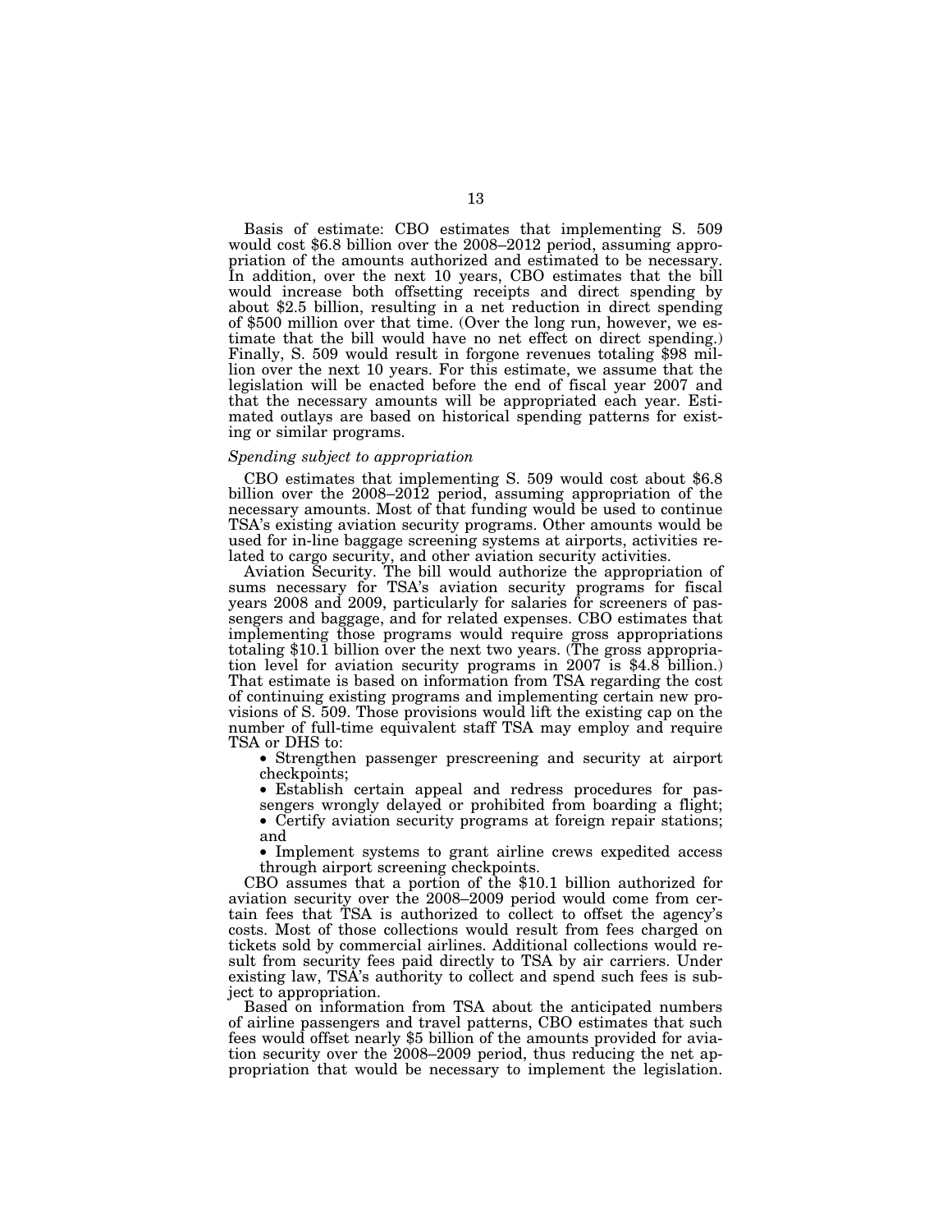Basis of estimate: CBO estimates that implementing S. 509 would cost $6.8 billion over the 2008–2012 period, assuming appropriation of the amounts authorized and estimated to be necessary. In addition, over the next 10 years, CBO estimates that the bill would increase both offsetting receipts and direct spending by about $2.5 billion, resulting in a net reduction in direct spending of $500 million over that time. (Over the long run, however, we estimate that the bill would have no net effect on direct spending.) Finally, S. 509 would result in forgone revenues totaling $98 million over the next 10 years. For this estimate, we assume that the legislation will be enacted before the end of fiscal year 2007 and that the necessary amounts will be appropriated each year. Estimated outlays are based on historical spending patterns for existing or similar programs.

*Spending subject to appropriation*

CBO estimates that implementing S. 509 would cost about $6.8 billion over the 2008–2012 period, assuming appropriation of the necessary amounts. Most of that funding would be used to continue TSA's existing aviation security programs. Other amounts would be used for in-line baggage screening systems at airports, activities related to cargo security, and other aviation security activities.

Aviation Security. The bill would authorize the appropriation of sums necessary for TSA's aviation security programs for fiscal years 2008 and 2009, particularly for salaries for screeners of passengers and baggage, and for related expenses. CBO estimates that implementing those programs would require gross appropriations totaling $10.1 billion over the next two years. (The gross appropriation level for aviation security programs in 2007 is $4.8 billion.) That estimate is based on information from TSA regarding the cost of continuing existing programs and implementing certain new provisions of S. 509. Those provisions would lift the existing cap on the number of full-time equivalent staff TSA may employ and require TSA or DHS to:

- Strengthen passenger prescreening and security at airport checkpoints;
- Establish certain appeal and redress procedures for passengers wrongly delayed or prohibited from boarding a flight;
- Certify aviation security programs at foreign repair stations; and
- Implement systems to grant airline crews expedited access through airport screening checkpoints.

CBO assumes that a portion of the $10.1 billion authorized for aviation security over the 2008–2009 period would come from certain fees that TSA is authorized to collect to offset the agency's costs. Most of those collections would result from fees charged on tickets sold by commercial airlines. Additional collections would result from security fees paid directly to TSA by air carriers. Under existing law, TSA's authority to collect and spend such fees is subject to appropriation.

Based on information from TSA about the anticipated numbers of airline passengers and travel patterns, CBO estimates that such fees would offset nearly $5 billion of the amounts provided for aviation security over the 2008–2009 period, thus reducing the net appropriation that would be necessary to implement the legislation.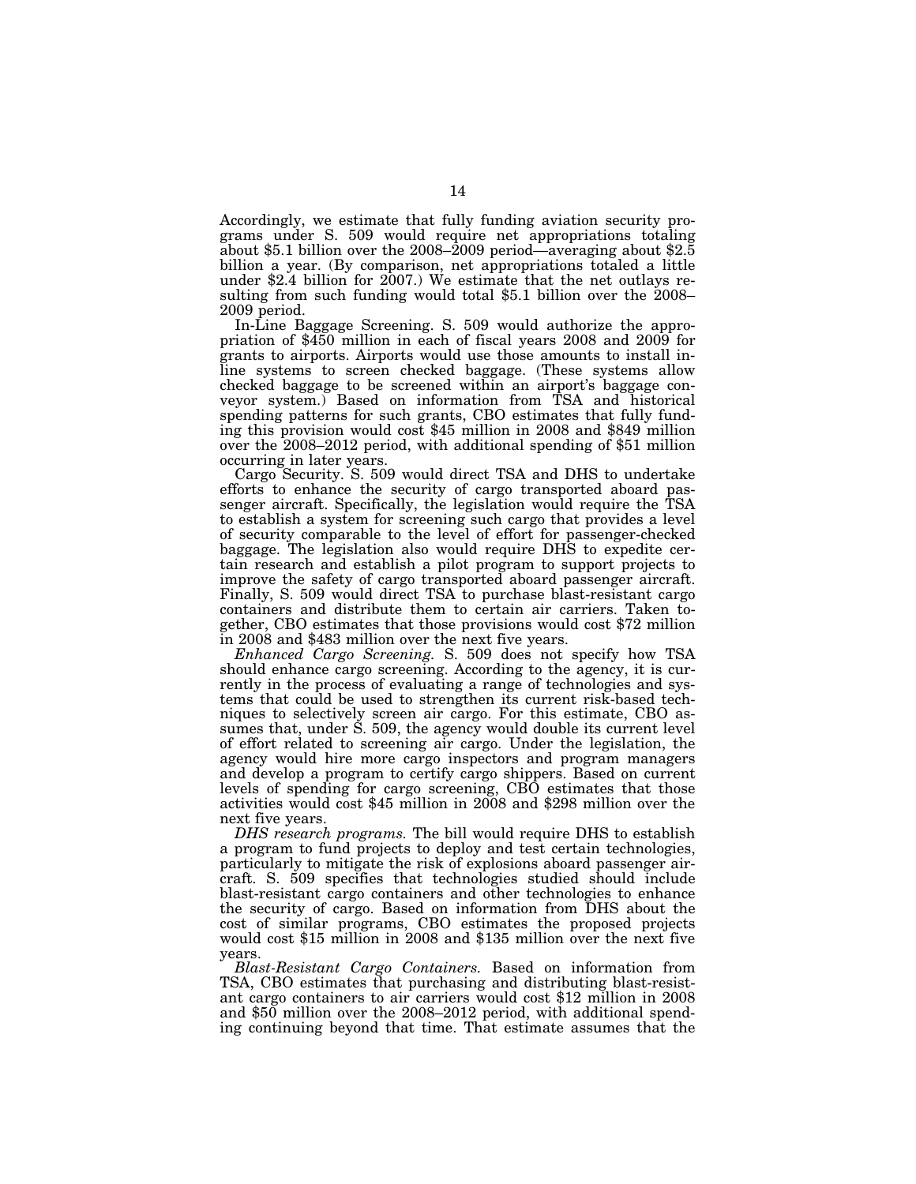Accordingly, we estimate that fully funding aviation security programs under S. 509 would require net appropriations totaling about $5.1 billion over the 2008–2009 period—averaging about $2.5 billion a year. (By comparison, net appropriations totaled a little under $2.4 billion for 2007.) We estimate that the net outlays resulting from such funding would total $5.1 billion over the 2008–2009 period.

In-Line Baggage Screening. S. 509 would authorize the appropriation of $450 million in each of fiscal years 2008 and 2009 for grants to airports. Airports would use those amounts to install in-line systems to screen checked baggage. (These systems allow checked baggage to be screened within an airport's baggage conveyor system.) Based on information from TSA and historical spending patterns for such grants, CBO estimates that fully funding this provision would cost $45 million in 2008 and $849 million over the 2008–2012 period, with additional spending of $51 million occurring in later years.

Cargo Security. S. 509 would direct TSA and DHS to undertake efforts to enhance the security of cargo transported aboard passenger aircraft. Specifically, the legislation would require the TSA to establish a system for screening such cargo that provides a level of security comparable to the level of effort for passenger-checked baggage. The legislation also would require DHS to expedite certain research and establish a pilot program to support projects to improve the safety of cargo transported aboard passenger aircraft. Finally, S. 509 would direct TSA to purchase blast-resistant cargo containers and distribute them to certain air carriers. Taken together, CBO estimates that those provisions would cost $72 million in 2008 and $483 million over the next five years.

*Enhanced Cargo Screening.* S. 509 does not specify how TSA should enhance cargo screening. According to the agency, it is currently in the process of evaluating a range of technologies and systems that could be used to strengthen its current risk-based techniques to selectively screen air cargo. For this estimate, CBO assumes that, under S. 509, the agency would double its current level of effort related to screening air cargo. Under the legislation, the agency would hire more cargo inspectors and program managers and develop a program to certify cargo shippers. Based on current levels of spending for cargo screening, CBO estimates that those activities would cost $45 million in 2008 and $298 million over the next five years.

*DHS research programs.* The bill would require DHS to establish a program to fund projects to deploy and test certain technologies, particularly to mitigate the risk of explosions aboard passenger aircraft. S. 509 specifies that technologies studied should include blast-resistant cargo containers and other technologies to enhance the security of cargo. Based on information from DHS about the cost of similar programs, CBO estimates the proposed projects would cost $15 million in 2008 and $135 million over the next five years.

*Blast-Resistant Cargo Containers.* Based on information from TSA, CBO estimates that purchasing and distributing blast-resistant cargo containers to air carriers would cost $12 million in 2008 and $50 million over the 2008–2012 period, with additional spending continuing beyond that time. That estimate assumes that the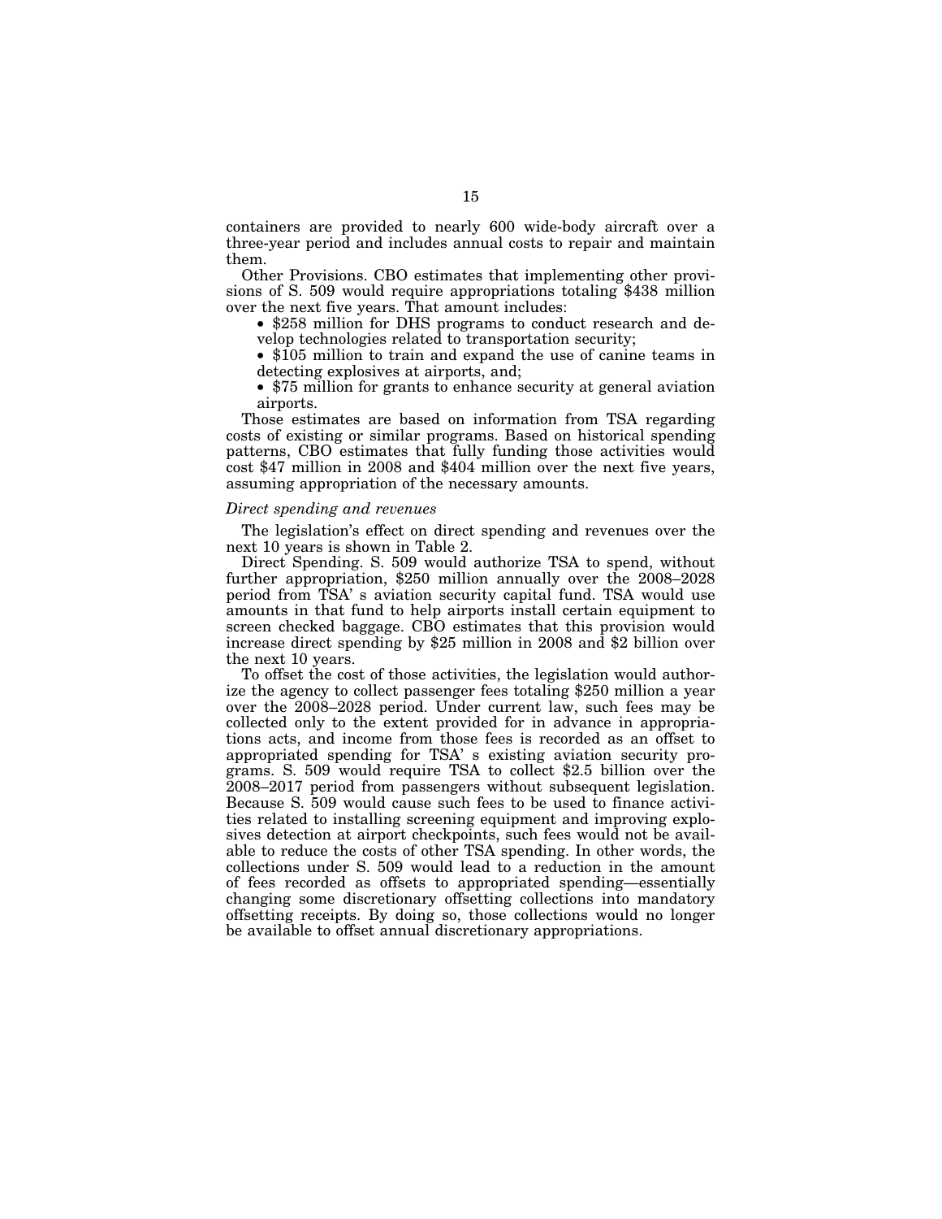containers are provided to nearly 600 wide-body aircraft over a three-year period and includes annual costs to repair and maintain them.

Other Provisions. CBO estimates that implementing other provisions of S. 509 would require appropriations totaling $438 million over the next five years. That amount includes:

- $258 million for DHS programs to conduct research and develop technologies related to transportation security;
- $105 million to train and expand the use of canine teams in detecting explosives at airports, and;
- $75 million for grants to enhance security at general aviation airports.

Those estimates are based on information from TSA regarding costs of existing or similar programs. Based on historical spending patterns, CBO estimates that fully funding those activities would cost $47 million in 2008 and $404 million over the next five years, assuming appropriation of the necessary amounts.

*Direct spending and revenues*

The legislation's effect on direct spending and revenues over the next 10 years is shown in Table 2.

Direct Spending. S. 509 would authorize TSA to spend, without further appropriation, $250 million annually over the 2008–2028 period from TSA' s aviation security capital fund. TSA would use amounts in that fund to help airports install certain equipment to screen checked baggage. CBO estimates that this provision would increase direct spending by $25 million in 2008 and $2 billion over the next 10 years.

To offset the cost of those activities, the legislation would authorize the agency to collect passenger fees totaling $250 million a year over the 2008–2028 period. Under current law, such fees may be collected only to the extent provided for in advance in appropriations acts, and income from those fees is recorded as an offset to appropriated spending for TSA' s existing aviation security programs. S. 509 would require TSA to collect $2.5 billion over the 2008–2017 period from passengers without subsequent legislation. Because S. 509 would cause such fees to be used to finance activities related to installing screening equipment and improving explosives detection at airport checkpoints, such fees would not be available to reduce the costs of other TSA spending. In other words, the collections under S. 509 would lead to a reduction in the amount of fees recorded as offsets to appropriated spending—essentially changing some discretionary offsetting collections into mandatory offsetting receipts. By doing so, those collections would no longer be available to offset annual discretionary appropriations.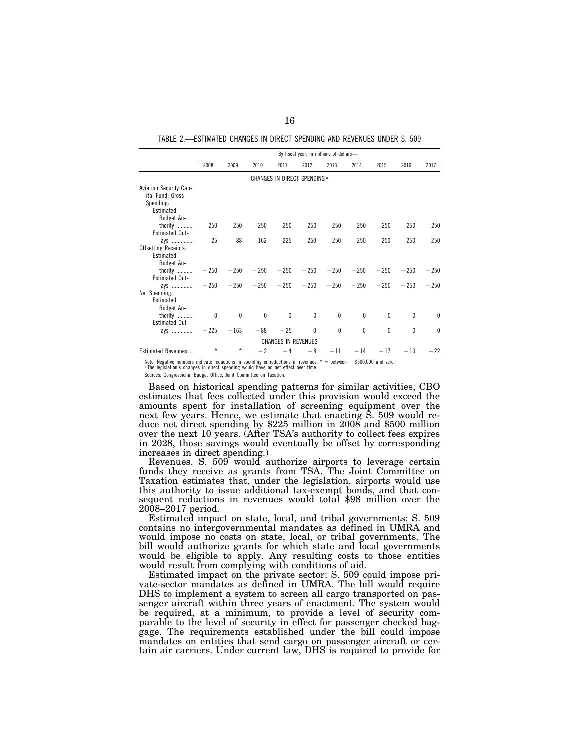TABLE 2.—ESTIMATED CHANGES IN DIRECT SPENDING AND REVENUES UNDER S. 509

| | By fiscal year, in millions of dollars— | | | | | | | | | |
|---|---|---|---|---|---|---|---|---|---|---|
| | 2008 | 2009 | 2010 | 2011 | 2012 | 2013 | 2014 | 2015 | 2016 | 2017 |
| | CHANGES IN DIRECT SPENDING [a] | | | | | | | | | |
| Aviation Security Capital Fund: Gross Spending: | | | | | | | | | | |
| Estimated Budget Authority | 250 | 250 | 250 | 250 | 250 | 250 | 250 | 250 | 250 | 250 |
| Estimated Outlays | 25 | 88 | 162 | 225 | 250 | 250 | 250 | 250 | 250 | 250 |
| Offsetting Receipts: | | | | | | | | | | |
| Estimated Budget Authority | −250 | −250 | −250 | −250 | −250 | −250 | −250 | −250 | −250 | −250 |
| Estimated Outlays | −250 | −250 | −250 | −250 | −250 | −250 | −250 | −250 | −250 | −250 |
| Net Spending: | | | | | | | | | | |
| Estimated Budget Authority | 0 | 0 | 0 | 0 | 0 | 0 | 0 | 0 | 0 | 0 |
| Estimated Outlays | −225 | −163 | −88 | −25 | 0 | 0 | 0 | 0 | 0 | 0 |
| | CHANGES IN REVENUES | | | | | | | | | |
| Estimated Revenues | * | * | −2 | −4 | −8 | −11 | −14 | −17 | −19 | −22 |

Note: Negative numbers indicate reductions in spending or reductions in revenues. * = between −$500,000 and zero.
[a] The legislation's changes in direct spending would have no net effect over time.
Sources: Congressional Budget Office; Joint Committee on Taxation.

Based on historical spending patterns for similar activities, CBO estimates that fees collected under this provision would exceed the amounts spent for installation of screening equipment over the next few years. Hence, we estimate that enacting S. 509 would reduce net direct spending by $225 million in 2008 and $500 million over the next 10 years. (After TSA's authority to collect fees expires in 2028, those savings would eventually be offset by corresponding increases in direct spending.)

Revenues. S. 509 would authorize airports to leverage certain funds they receive as grants from TSA. The Joint Committee on Taxation estimates that, under the legislation, airports would use this authority to issue additional tax-exempt bonds, and that consequent reductions in revenues would total $98 million over the 2008–2017 period.

Estimated impact on state, local, and tribal governments: S. 509 contains no intergovernmental mandates as defined in UMRA and would impose no costs on state, local, or tribal governments. The bill would authorize grants for which state and local governments would be eligible to apply. Any resulting costs to those entities would result from complying with conditions of aid.

Estimated impact on the private sector: S. 509 could impose private-sector mandates as defined in UMRA. The bill would require DHS to implement a system to screen all cargo transported on passenger aircraft within three years of enactment. The system would be required, at a minimum, to provide a level of security comparable to the level of security in effect for passenger checked baggage. The requirements established under the bill could impose mandates on entities that send cargo on passenger aircraft or certain air carriers. Under current law, DHS is required to provide for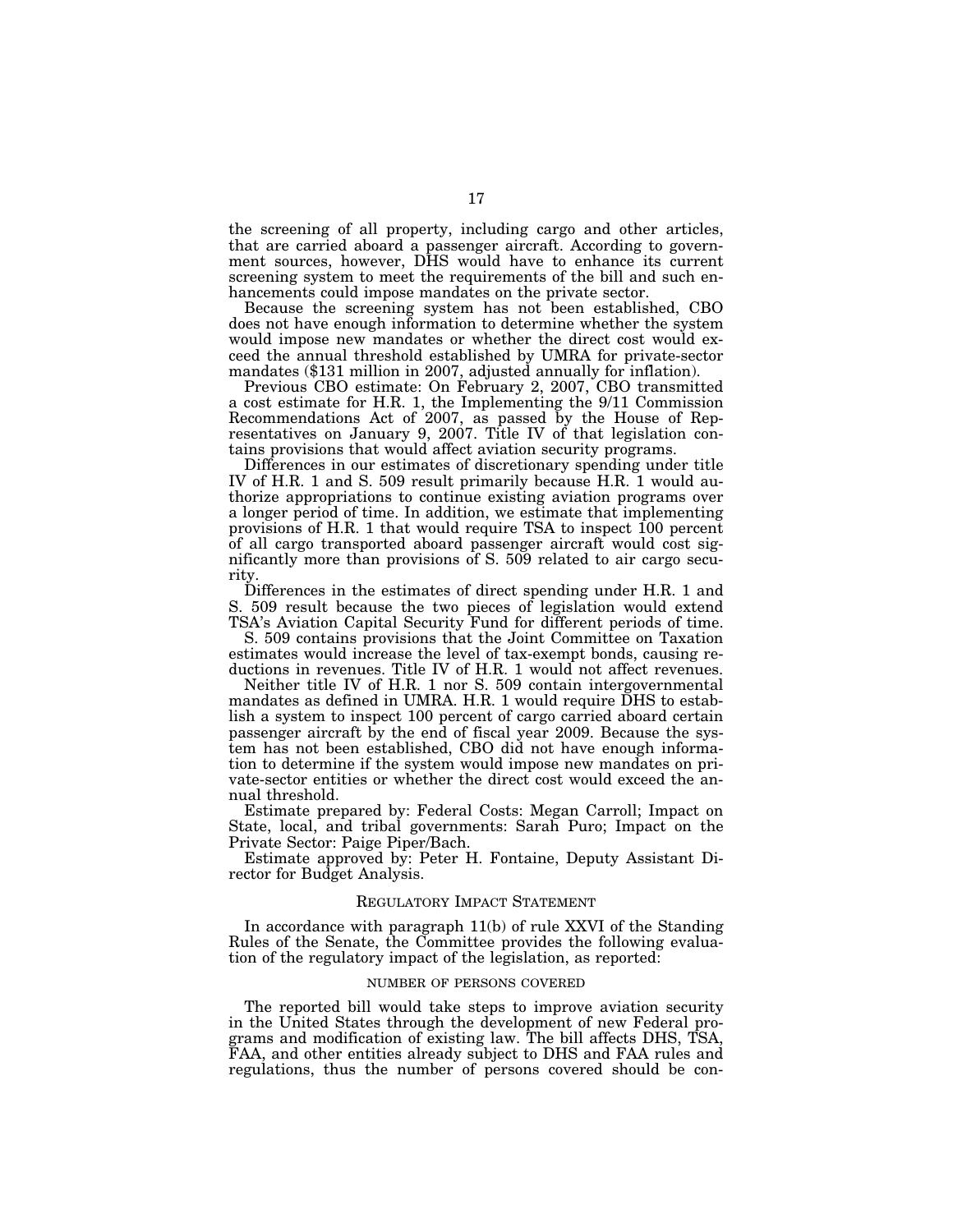the screening of all property, including cargo and other articles, that are carried aboard a passenger aircraft. According to government sources, however, DHS would have to enhance its current screening system to meet the requirements of the bill and such enhancements could impose mandates on the private sector.

Because the screening system has not been established, CBO does not have enough information to determine whether the system would impose new mandates or whether the direct cost would exceed the annual threshold established by UMRA for private-sector mandates ($131 million in 2007, adjusted annually for inflation).

Previous CBO estimate: On February 2, 2007, CBO transmitted a cost estimate for H.R. 1, the Implementing the 9/11 Commission Recommendations Act of 2007, as passed by the House of Representatives on January 9, 2007. Title IV of that legislation contains provisions that would affect aviation security programs.

Differences in our estimates of discretionary spending under title IV of H.R. 1 and S. 509 result primarily because H.R. 1 would authorize appropriations to continue existing aviation programs over a longer period of time. In addition, we estimate that implementing provisions of H.R. 1 that would require TSA to inspect 100 percent of all cargo transported aboard passenger aircraft would cost significantly more than provisions of S. 509 related to air cargo security.

Differences in the estimates of direct spending under H.R. 1 and S. 509 result because the two pieces of legislation would extend TSA's Aviation Capital Security Fund for different periods of time.

S. 509 contains provisions that the Joint Committee on Taxation estimates would increase the level of tax-exempt bonds, causing reductions in revenues. Title IV of H.R. 1 would not affect revenues.

Neither title IV of H.R. 1 nor S. 509 contain intergovernmental mandates as defined in UMRA. H.R. 1 would require DHS to establish a system to inspect 100 percent of cargo carried aboard certain passenger aircraft by the end of fiscal year 2009. Because the system has not been established, CBO did not have enough information to determine if the system would impose new mandates on private-sector entities or whether the direct cost would exceed the annual threshold.

Estimate prepared by: Federal Costs: Megan Carroll; Impact on State, local, and tribal governments: Sarah Puro; Impact on the Private Sector: Paige Piper/Bach.

Estimate approved by: Peter H. Fontaine, Deputy Assistant Director for Budget Analysis.

## REGULATORY IMPACT STATEMENT

In accordance with paragraph 11(b) of rule XXVI of the Standing Rules of the Senate, the Committee provides the following evaluation of the regulatory impact of the legislation, as reported:

### NUMBER OF PERSONS COVERED

The reported bill would take steps to improve aviation security in the United States through the development of new Federal programs and modification of existing law. The bill affects DHS, TSA, FAA, and other entities already subject to DHS and FAA rules and regulations, thus the number of persons covered should be con-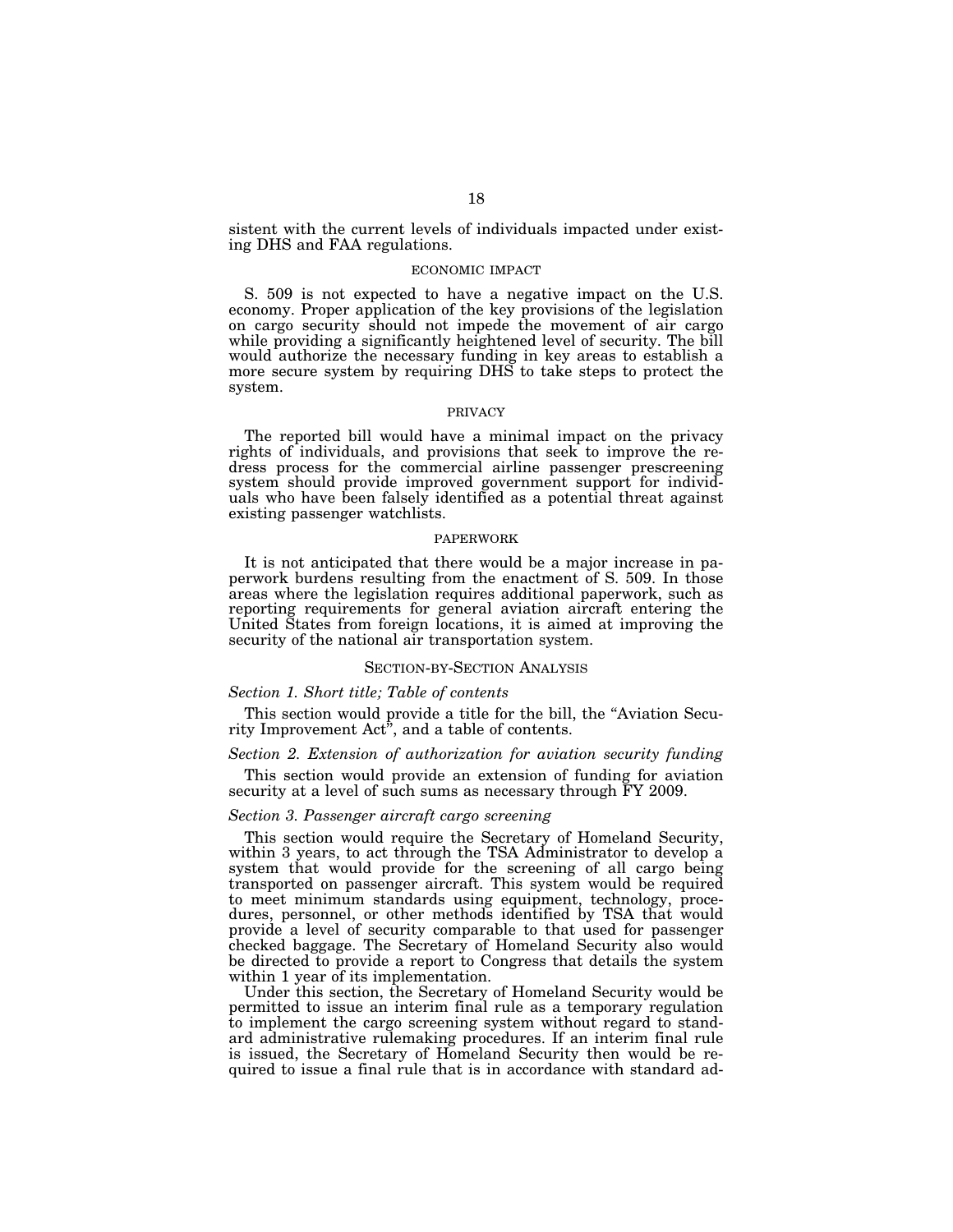sistent with the current levels of individuals impacted under existing DHS and FAA regulations.

## ECONOMIC IMPACT

S. 509 is not expected to have a negative impact on the U.S. economy. Proper application of the key provisions of the legislation on cargo security should not impede the movement of air cargo while providing a significantly heightened level of security. The bill would authorize the necessary funding in key areas to establish a more secure system by requiring DHS to take steps to protect the system.

## PRIVACY

The reported bill would have a minimal impact on the privacy rights of individuals, and provisions that seek to improve the redress process for the commercial airline passenger prescreening system should provide improved government support for individuals who have been falsely identified as a potential threat against existing passenger watchlists.

## PAPERWORK

It is not anticipated that there would be a major increase in paperwork burdens resulting from the enactment of S. 509. In those areas where the legislation requires additional paperwork, such as reporting requirements for general aviation aircraft entering the United States from foreign locations, it is aimed at improving the security of the national air transportation system.

## SECTION-BY-SECTION ANALYSIS

### *Section 1. Short title; Table of contents*

This section would provide a title for the bill, the "Aviation Security Improvement Act", and a table of contents.

### *Section 2. Extension of authorization for aviation security funding*

This section would provide an extension of funding for aviation security at a level of such sums as necessary through FY 2009.

### *Section 3. Passenger aircraft cargo screening*

This section would require the Secretary of Homeland Security, within 3 years, to act through the TSA Administrator to develop a system that would provide for the screening of all cargo being transported on passenger aircraft. This system would be required to meet minimum standards using equipment, technology, procedures, personnel, or other methods identified by TSA that would provide a level of security comparable to that used for passenger checked baggage. The Secretary of Homeland Security also would be directed to provide a report to Congress that details the system within 1 year of its implementation.

Under this section, the Secretary of Homeland Security would be permitted to issue an interim final rule as a temporary regulation to implement the cargo screening system without regard to standard administrative rulemaking procedures. If an interim final rule is issued, the Secretary of Homeland Security then would be required to issue a final rule that is in accordance with standard ad-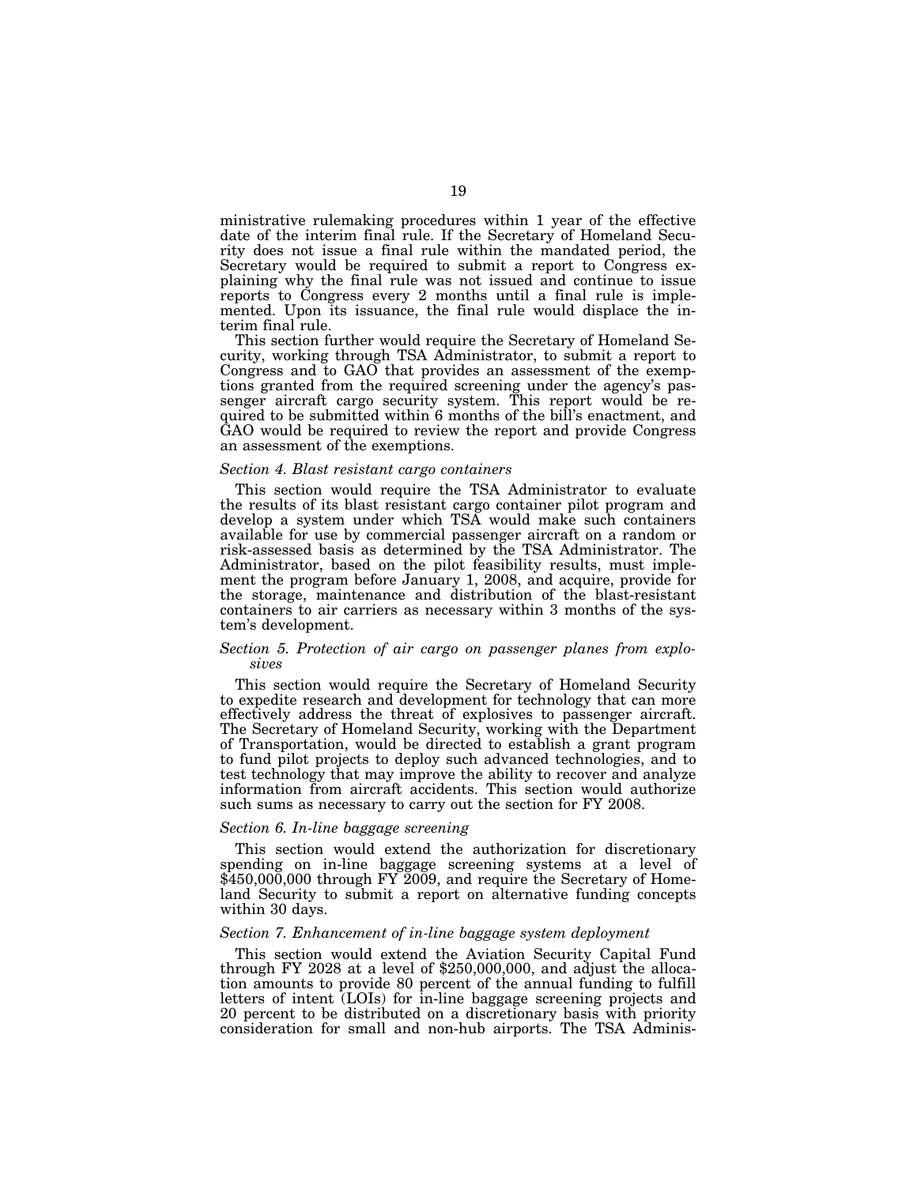ministrative rulemaking procedures within 1 year of the effective date of the interim final rule. If the Secretary of Homeland Security does not issue a final rule within the mandated period, the Secretary would be required to submit a report to Congress explaining why the final rule was not issued and continue to issue reports to Congress every 2 months until a final rule is implemented. Upon its issuance, the final rule would displace the interim final rule.

This section further would require the Secretary of Homeland Security, working through TSA Administrator, to submit a report to Congress and to GAO that provides an assessment of the exemptions granted from the required screening under the agency's passenger aircraft cargo security system. This report would be required to be submitted within 6 months of the bill's enactment, and GAO would be required to review the report and provide Congress an assessment of the exemptions.

### *Section 4. Blast resistant cargo containers*

This section would require the TSA Administrator to evaluate the results of its blast resistant cargo container pilot program and develop a system under which TSA would make such containers available for use by commercial passenger aircraft on a random or risk-assessed basis as determined by the TSA Administrator. The Administrator, based on the pilot feasibility results, must implement the program before January 1, 2008, and acquire, provide for the storage, maintenance and distribution of the blast-resistant containers to air carriers as necessary within 3 months of the system's development.

### *Section 5. Protection of air cargo on passenger planes from explosives*

This section would require the Secretary of Homeland Security to expedite research and development for technology that can more effectively address the threat of explosives to passenger aircraft. The Secretary of Homeland Security, working with the Department of Transportation, would be directed to establish a grant program to fund pilot projects to deploy such advanced technologies, and to test technology that may improve the ability to recover and analyze information from aircraft accidents. This section would authorize such sums as necessary to carry out the section for FY 2008.

### *Section 6. In-line baggage screening*

This section would extend the authorization for discretionary spending on in-line baggage screening systems at a level of $450,000,000 through FY 2009, and require the Secretary of Homeland Security to submit a report on alternative funding concepts within 30 days.

### *Section 7. Enhancement of in-line baggage system deployment*

This section would extend the Aviation Security Capital Fund through FY 2028 at a level of $250,000,000, and adjust the allocation amounts to provide 80 percent of the annual funding to fulfill letters of intent (LOIs) for in-line baggage screening projects and 20 percent to be distributed on a discretionary basis with priority consideration for small and non-hub airports. The TSA Adminis-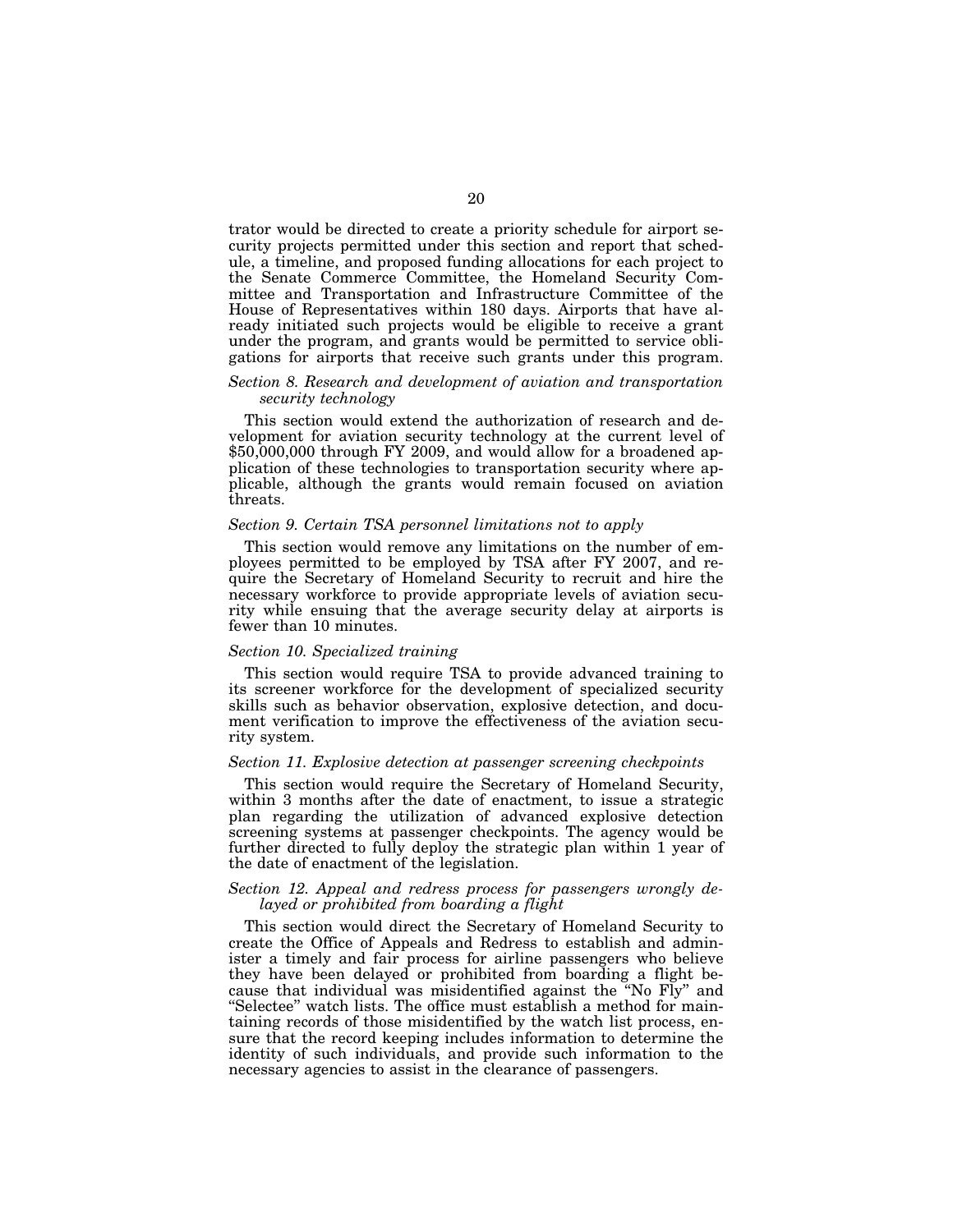trator would be directed to create a priority schedule for airport security projects permitted under this section and report that schedule, a timeline, and proposed funding allocations for each project to the Senate Commerce Committee, the Homeland Security Committee and Transportation and Infrastructure Committee of the House of Representatives within 180 days. Airports that have already initiated such projects would be eligible to receive a grant under the program, and grants would be permitted to service obligations for airports that receive such grants under this program.

### *Section 8. Research and development of aviation and transportation security technology*

This section would extend the authorization of research and development for aviation security technology at the current level of $50,000,000 through FY 2009, and would allow for a broadened application of these technologies to transportation security where applicable, although the grants would remain focused on aviation threats.

### *Section 9. Certain TSA personnel limitations not to apply*

This section would remove any limitations on the number of employees permitted to be employed by TSA after FY 2007, and require the Secretary of Homeland Security to recruit and hire the necessary workforce to provide appropriate levels of aviation security while ensuing that the average security delay at airports is fewer than 10 minutes.

### *Section 10. Specialized training*

This section would require TSA to provide advanced training to its screener workforce for the development of specialized security skills such as behavior observation, explosive detection, and document verification to improve the effectiveness of the aviation security system.

### *Section 11. Explosive detection at passenger screening checkpoints*

This section would require the Secretary of Homeland Security, within 3 months after the date of enactment, to issue a strategic plan regarding the utilization of advanced explosive detection screening systems at passenger checkpoints. The agency would be further directed to fully deploy the strategic plan within 1 year of the date of enactment of the legislation.

### *Section 12. Appeal and redress process for passengers wrongly delayed or prohibited from boarding a flight*

This section would direct the Secretary of Homeland Security to create the Office of Appeals and Redress to establish and administer a timely and fair process for airline passengers who believe they have been delayed or prohibited from boarding a flight because that individual was misidentified against the "No Fly" and "Selectee" watch lists. The office must establish a method for maintaining records of those misidentified by the watch list process, ensure that the record keeping includes information to determine the identity of such individuals, and provide such information to the necessary agencies to assist in the clearance of passengers.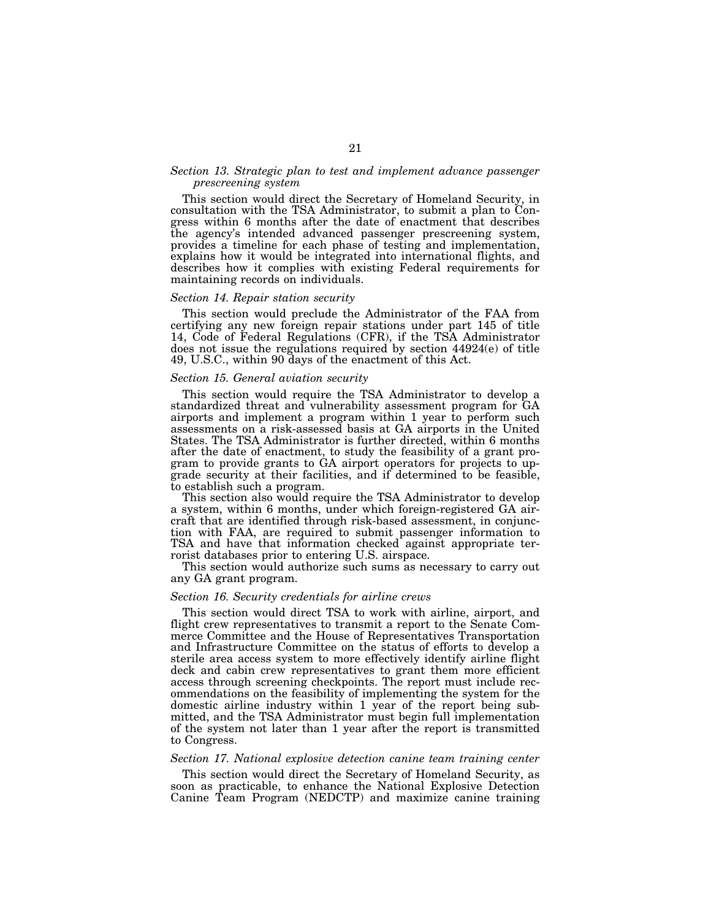*Section 13. Strategic plan to test and implement advance passenger prescreening system*

This section would direct the Secretary of Homeland Security, in consultation with the TSA Administrator, to submit a plan to Congress within 6 months after the date of enactment that describes the agency's intended advanced passenger prescreening system, provides a timeline for each phase of testing and implementation, explains how it would be integrated into international flights, and describes how it complies with existing Federal requirements for maintaining records on individuals.

*Section 14. Repair station security*

This section would preclude the Administrator of the FAA from certifying any new foreign repair stations under part 145 of title 14, Code of Federal Regulations (CFR), if the TSA Administrator does not issue the regulations required by section 44924(e) of title 49, U.S.C., within 90 days of the enactment of this Act.

*Section 15. General aviation security*

This section would require the TSA Administrator to develop a standardized threat and vulnerability assessment program for GA airports and implement a program within 1 year to perform such assessments on a risk-assessed basis at GA airports in the United States. The TSA Administrator is further directed, within 6 months after the date of enactment, to study the feasibility of a grant program to provide grants to GA airport operators for projects to upgrade security at their facilities, and if determined to be feasible, to establish such a program.

This section also would require the TSA Administrator to develop a system, within 6 months, under which foreign-registered GA aircraft that are identified through risk-based assessment, in conjunction with FAA, are required to submit passenger information to TSA and have that information checked against appropriate terrorist databases prior to entering U.S. airspace.

This section would authorize such sums as necessary to carry out any GA grant program.

*Section 16. Security credentials for airline crews*

This section would direct TSA to work with airline, airport, and flight crew representatives to transmit a report to the Senate Commerce Committee and the House of Representatives Transportation and Infrastructure Committee on the status of efforts to develop a sterile area access system to more effectively identify airline flight deck and cabin crew representatives to grant them more efficient access through screening checkpoints. The report must include recommendations on the feasibility of implementing the system for the domestic airline industry within 1 year of the report being submitted, and the TSA Administrator must begin full implementation of the system not later than 1 year after the report is transmitted to Congress.

*Section 17. National explosive detection canine team training center*

This section would direct the Secretary of Homeland Security, as soon as practicable, to enhance the National Explosive Detection Canine Team Program (NEDCTP) and maximize canine training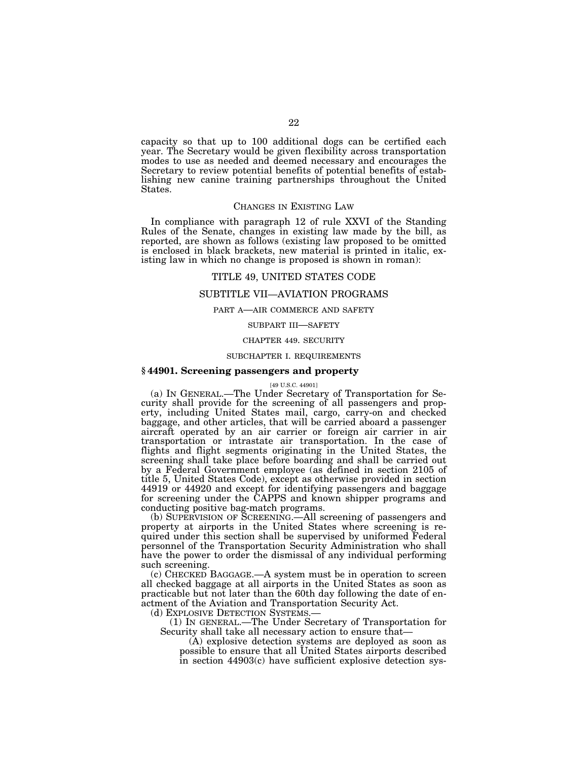capacity so that up to 100 additional dogs can be certified each year. The Secretary would be given flexibility across transportation modes to use as needed and deemed necessary and encourages the Secretary to review potential benefits of potential benefits of establishing new canine training partnerships throughout the United States.

## CHANGES IN EXISTING LAW

In compliance with paragraph 12 of rule XXVI of the Standing Rules of the Senate, changes in existing law made by the bill, as reported, are shown as follows (existing law proposed to be omitted is enclosed in black brackets, new material is printed in italic, existing law in which no change is proposed is shown in roman):

### TITLE 49, UNITED STATES CODE

### SUBTITLE VII—AVIATION PROGRAMS

#### PART A—AIR COMMERCE AND SAFETY

#### SUBPART III—SAFETY

#### CHAPTER 449. SECURITY

#### SUBCHAPTER I. REQUIREMENTS

**§ 44901. Screening passengers and property**

[49 U.S.C. 44901]

(a) IN GENERAL.—The Under Secretary of Transportation for Security shall provide for the screening of all passengers and property, including United States mail, cargo, carry-on and checked baggage, and other articles, that will be carried aboard a passenger aircraft operated by an air carrier or foreign air carrier in air transportation or intrastate air transportation. In the case of flights and flight segments originating in the United States, the screening shall take place before boarding and shall be carried out by a Federal Government employee (as defined in section 2105 of title 5, United States Code), except as otherwise provided in section 44919 or 44920 and except for identifying passengers and baggage for screening under the CAPPS and known shipper programs and conducting positive bag-match programs.

(b) SUPERVISION OF SCREENING.—All screening of passengers and property at airports in the United States where screening is required under this section shall be supervised by uniformed Federal personnel of the Transportation Security Administration who shall have the power to order the dismissal of any individual performing such screening.

(c) CHECKED BAGGAGE.—A system must be in operation to screen all checked baggage at all airports in the United States as soon as practicable but not later than the 60th day following the date of enactment of the Aviation and Transportation Security Act.

(d) EXPLOSIVE DETECTION SYSTEMS.—

(1) IN GENERAL.—The Under Secretary of Transportation for Security shall take all necessary action to ensure that—

(A) explosive detection systems are deployed as soon as possible to ensure that all United States airports described in section 44903(c) have sufficient explosive detection sys-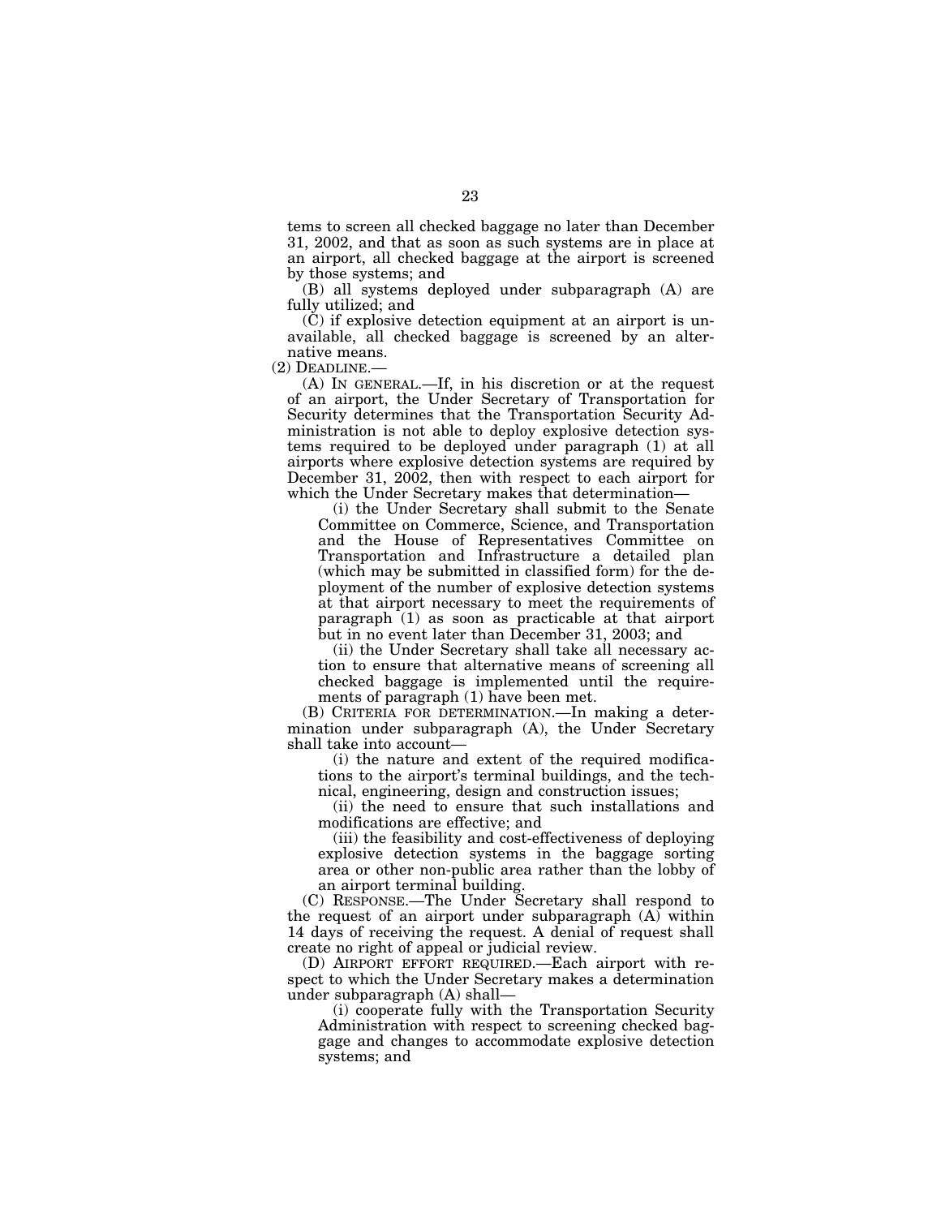tems to screen all checked baggage no later than December 31, 2002, and that as soon as such systems are in place at an airport, all checked baggage at the airport is screened by those systems; and

(B) all systems deployed under subparagraph (A) are fully utilized; and

(C) if explosive detection equipment at an airport is unavailable, all checked baggage is screened by an alternative means.

(2) DEADLINE.—

(A) IN GENERAL.—If, in his discretion or at the request of an airport, the Under Secretary of Transportation for Security determines that the Transportation Security Administration is not able to deploy explosive detection systems required to be deployed under paragraph (1) at all airports where explosive detection systems are required by December 31, 2002, then with respect to each airport for which the Under Secretary makes that determination—

(i) the Under Secretary shall submit to the Senate Committee on Commerce, Science, and Transportation and the House of Representatives Committee on Transportation and Infrastructure a detailed plan (which may be submitted in classified form) for the deployment of the number of explosive detection systems at that airport necessary to meet the requirements of paragraph (1) as soon as practicable at that airport but in no event later than December 31, 2003; and

(ii) the Under Secretary shall take all necessary action to ensure that alternative means of screening all checked baggage is implemented until the requirements of paragraph (1) have been met.

(B) CRITERIA FOR DETERMINATION.—In making a determination under subparagraph (A), the Under Secretary shall take into account—

(i) the nature and extent of the required modifications to the airport's terminal buildings, and the technical, engineering, design and construction issues;

(ii) the need to ensure that such installations and modifications are effective; and

(iii) the feasibility and cost-effectiveness of deploying explosive detection systems in the baggage sorting area or other non-public area rather than the lobby of an airport terminal building.

(C) RESPONSE.—The Under Secretary shall respond to the request of an airport under subparagraph (A) within 14 days of receiving the request. A denial of request shall create no right of appeal or judicial review.

(D) AIRPORT EFFORT REQUIRED.—Each airport with respect to which the Under Secretary makes a determination under subparagraph (A) shall—

(i) cooperate fully with the Transportation Security Administration with respect to screening checked baggage and changes to accommodate explosive detection systems; and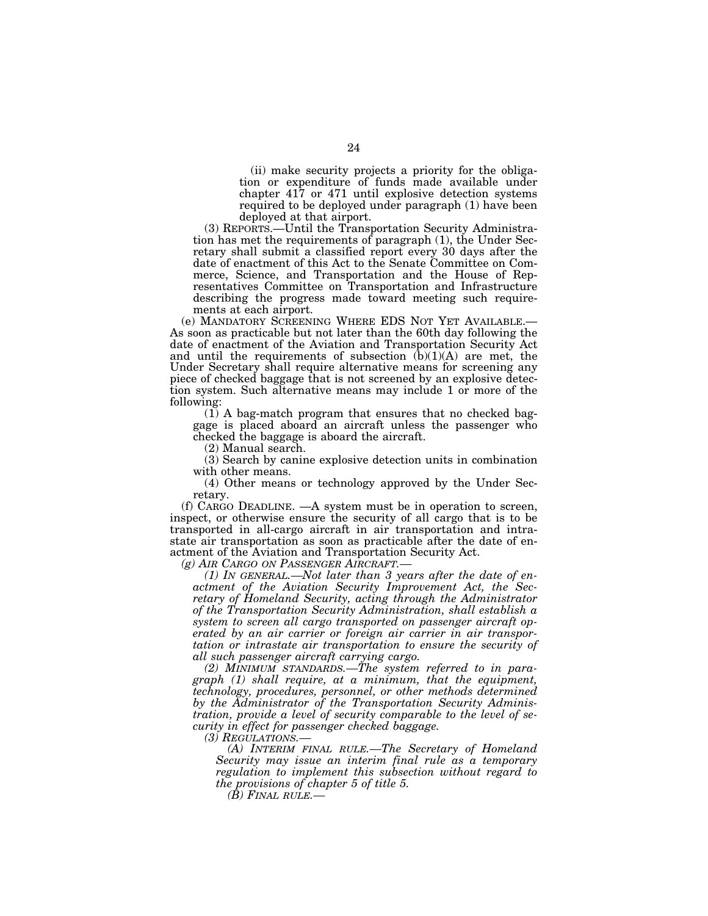(ii) make security projects a priority for the obligation or expenditure of funds made available under chapter 417 or 471 until explosive detection systems required to be deployed under paragraph (1) have been deployed at that airport.

(3) REPORTS.—Until the Transportation Security Administration has met the requirements of paragraph (1), the Under Secretary shall submit a classified report every 30 days after the date of enactment of this Act to the Senate Committee on Commerce, Science, and Transportation and the House of Representatives Committee on Transportation and Infrastructure describing the progress made toward meeting such requirements at each airport.

(e) MANDATORY SCREENING WHERE EDS NOT YET AVAILABLE.—As soon as practicable but not later than the 60th day following the date of enactment of the Aviation and Transportation Security Act and until the requirements of subsection (b)(1)(A) are met, the Under Secretary shall require alternative means for screening any piece of checked baggage that is not screened by an explosive detection system. Such alternative means may include 1 or more of the following:

(1) A bag-match program that ensures that no checked baggage is placed aboard an aircraft unless the passenger who checked the baggage is aboard the aircraft.

(2) Manual search.

(3) Search by canine explosive detection units in combination with other means.

(4) Other means or technology approved by the Under Secretary.

(f) CARGO DEADLINE. —A system must be in operation to screen, inspect, or otherwise ensure the security of all cargo that is to be transported in all-cargo aircraft in air transportation and intrastate air transportation as soon as practicable after the date of enactment of the Aviation and Transportation Security Act.

*(g) AIR CARGO ON PASSENGER AIRCRAFT.—*

*(1) IN GENERAL.—Not later than 3 years after the date of enactment of the Aviation Security Improvement Act, the Secretary of Homeland Security, acting through the Administrator of the Transportation Security Administration, shall establish a system to screen all cargo transported on passenger aircraft operated by an air carrier or foreign air carrier in air transportation or intrastate air transportation to ensure the security of all such passenger aircraft carrying cargo.*

*(2) MINIMUM STANDARDS.—The system referred to in paragraph (1) shall require, at a minimum, that the equipment, technology, procedures, personnel, or other methods determined by the Administrator of the Transportation Security Administration, provide a level of security comparable to the level of security in effect for passenger checked baggage.*

*(3) REGULATIONS.—*

*(A) INTERIM FINAL RULE.—The Secretary of Homeland Security may issue an interim final rule as a temporary regulation to implement this subsection without regard to the provisions of chapter 5 of title 5.*

*(B) FINAL RULE.—*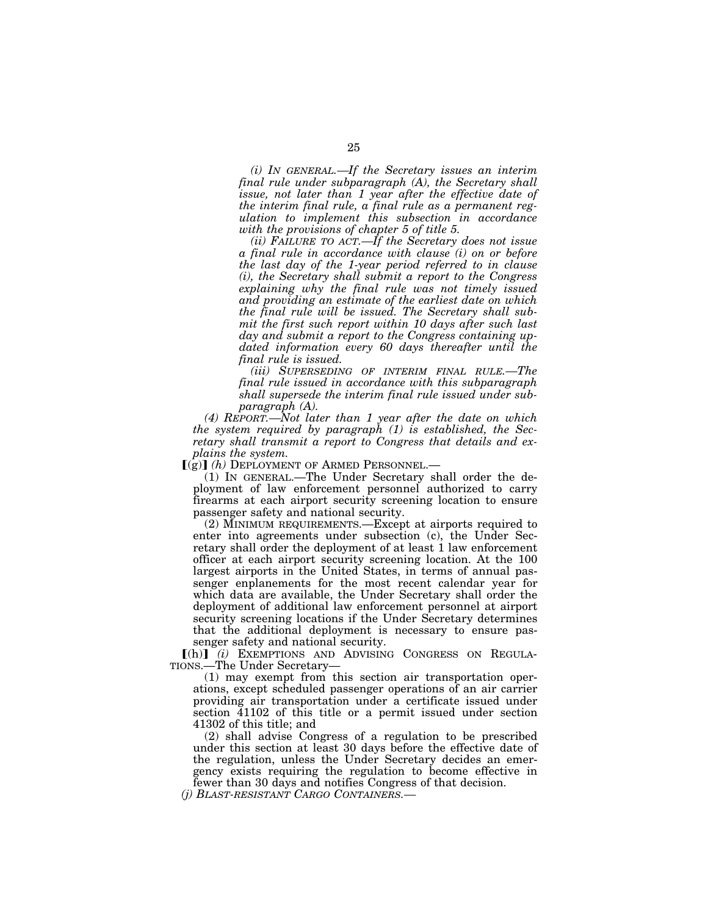*(i) IN GENERAL.—If the Secretary issues an interim final rule under subparagraph (A), the Secretary shall issue, not later than 1 year after the effective date of the interim final rule, a final rule as a permanent regulation to implement this subsection in accordance with the provisions of chapter 5 of title 5.*

*(ii) FAILURE TO ACT.—If the Secretary does not issue a final rule in accordance with clause (i) on or before the last day of the 1-year period referred to in clause (i), the Secretary shall submit a report to the Congress explaining why the final rule was not timely issued and providing an estimate of the earliest date on which the final rule will be issued. The Secretary shall submit the first such report within 10 days after such last day and submit a report to the Congress containing updated information every 60 days thereafter until the final rule is issued.*

*(iii) SUPERSEDING OF INTERIM FINAL RULE.—The final rule issued in accordance with this subparagraph shall supersede the interim final rule issued under subparagraph (A).*

*(4) REPORT.—Not later than 1 year after the date on which the system required by paragraph (1) is established, the Secretary shall transmit a report to Congress that details and explains the system.*

[(g)] *(h)* DEPLOYMENT OF ARMED PERSONNEL.—

(1) IN GENERAL.—The Under Secretary shall order the deployment of law enforcement personnel authorized to carry firearms at each airport security screening location to ensure passenger safety and national security.

(2) MINIMUM REQUIREMENTS.—Except at airports required to enter into agreements under subsection (c), the Under Secretary shall order the deployment of at least 1 law enforcement officer at each airport security screening location. At the 100 largest airports in the United States, in terms of annual passenger enplanements for the most recent calendar year for which data are available, the Under Secretary shall order the deployment of additional law enforcement personnel at airport security screening locations if the Under Secretary determines that the additional deployment is necessary to ensure passenger safety and national security.

[(h)] *(i)* EXEMPTIONS AND ADVISING CONGRESS ON REGULATIONS.—The Under Secretary—

(1) may exempt from this section air transportation operations, except scheduled passenger operations of an air carrier providing air transportation under a certificate issued under section 41102 of this title or a permit issued under section 41302 of this title; and

(2) shall advise Congress of a regulation to be prescribed under this section at least 30 days before the effective date of the regulation, unless the Under Secretary decides an emergency exists requiring the regulation to become effective in fewer than 30 days and notifies Congress of that decision.

*(j) BLAST-RESISTANT CARGO CONTAINERS.—*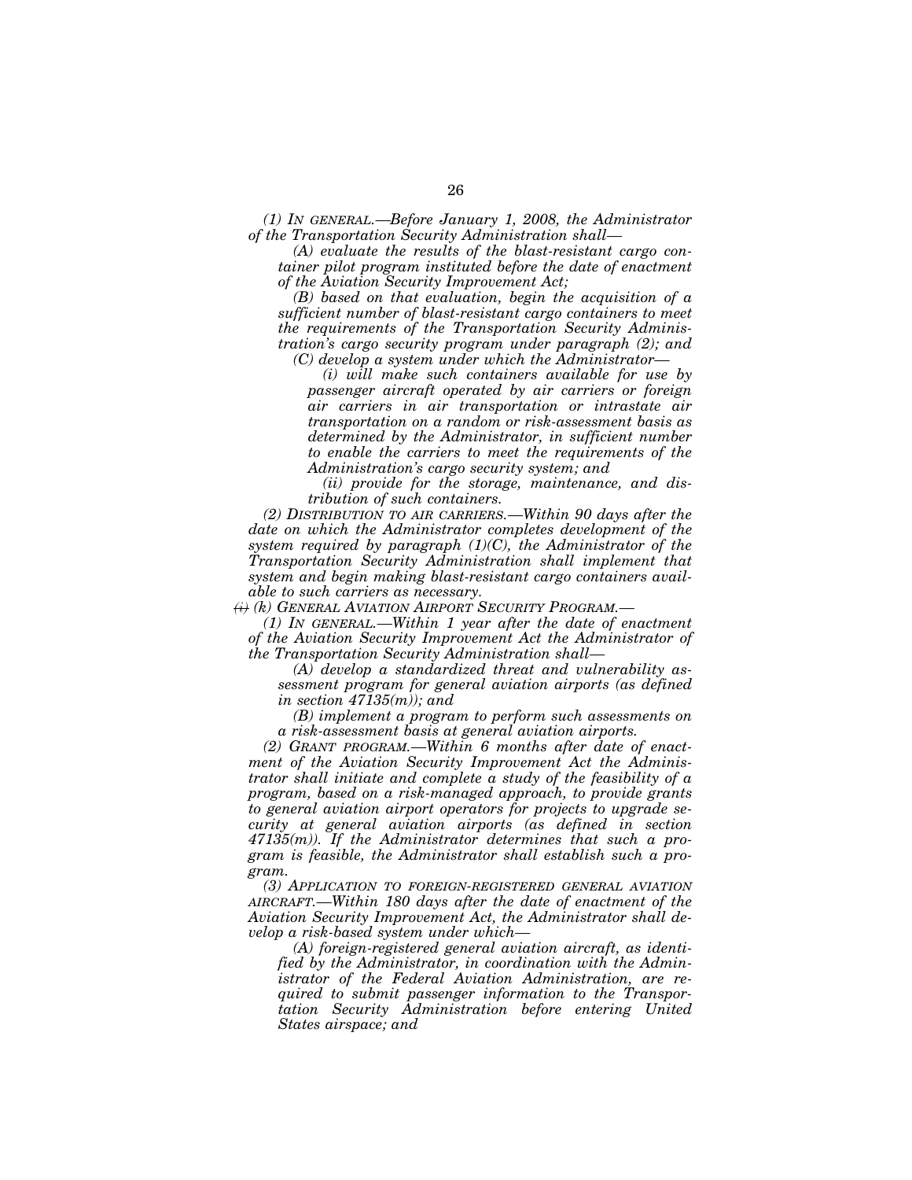*(1) IN GENERAL.—Before January 1, 2008, the Administrator of the Transportation Security Administration shall—*

*(A) evaluate the results of the blast-resistant cargo container pilot program instituted before the date of enactment of the Aviation Security Improvement Act;*

*(B) based on that evaluation, begin the acquisition of a sufficient number of blast-resistant cargo containers to meet the requirements of the Transportation Security Administration's cargo security program under paragraph (2); and*

*(C) develop a system under which the Administrator—*

*(i) will make such containers available for use by passenger aircraft operated by air carriers or foreign air carriers in air transportation or intrastate air transportation on a random or risk-assessment basis as determined by the Administrator, in sufficient number to enable the carriers to meet the requirements of the Administration's cargo security system; and*

*(ii) provide for the storage, maintenance, and distribution of such containers.*

*(2) DISTRIBUTION TO AIR CARRIERS.—Within 90 days after the date on which the Administrator completes development of the system required by paragraph (1)(C), the Administrator of the Transportation Security Administration shall implement that system and begin making blast-resistant cargo containers available to such carriers as necessary.*

~~*(i)*~~ *(k) GENERAL AVIATION AIRPORT SECURITY PROGRAM.—*

*(1) IN GENERAL.—Within 1 year after the date of enactment of the Aviation Security Improvement Act the Administrator of the Transportation Security Administration shall—*

*(A) develop a standardized threat and vulnerability assessment program for general aviation airports (as defined in section 47135(m)); and*

*(B) implement a program to perform such assessments on a risk-assessment basis at general aviation airports.*

*(2) GRANT PROGRAM.—Within 6 months after date of enactment of the Aviation Security Improvement Act the Administrator shall initiate and complete a study of the feasibility of a program, based on a risk-managed approach, to provide grants to general aviation airport operators for projects to upgrade security at general aviation airports (as defined in section 47135(m)). If the Administrator determines that such a program is feasible, the Administrator shall establish such a program.*

*(3) APPLICATION TO FOREIGN-REGISTERED GENERAL AVIATION AIRCRAFT.—Within 180 days after the date of enactment of the Aviation Security Improvement Act, the Administrator shall develop a risk-based system under which—*

*(A) foreign-registered general aviation aircraft, as identified by the Administrator, in coordination with the Administrator of the Federal Aviation Administration, are required to submit passenger information to the Transportation Security Administration before entering United States airspace; and*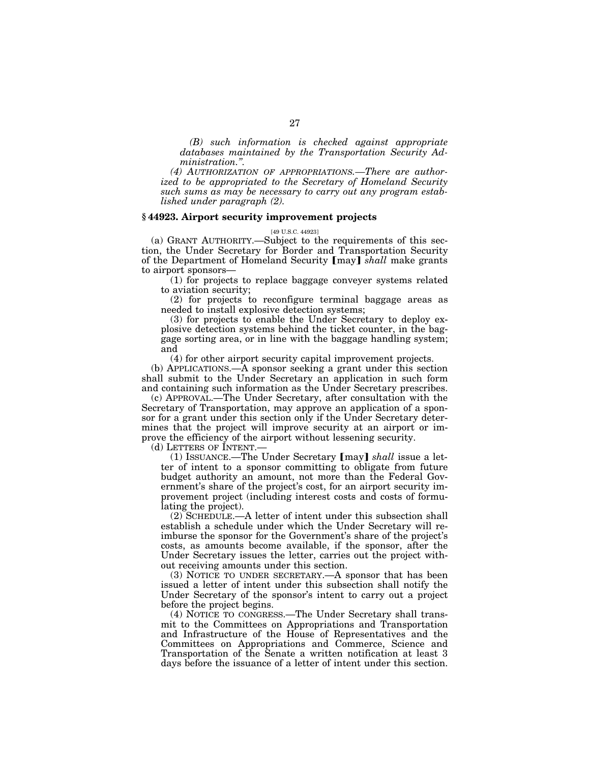*(B) such information is checked against appropriate databases maintained by the Transportation Security Administration.".*

*(4) AUTHORIZATION OF APPROPRIATIONS.—There are authorized to be appropriated to the Secretary of Homeland Security such sums as may be necessary to carry out any program established under paragraph (2).*

### § 44923. Airport security improvement projects

[49 U.S.C. 44923]

(a) GRANT AUTHORITY.—Subject to the requirements of this section, the Under Secretary for Border and Transportation Security of the Department of Homeland Security ⟦may⟧ *shall* make grants to airport sponsors—

(1) for projects to replace baggage conveyer systems related to aviation security;

(2) for projects to reconfigure terminal baggage areas as needed to install explosive detection systems;

(3) for projects to enable the Under Secretary to deploy explosive detection systems behind the ticket counter, in the baggage sorting area, or in line with the baggage handling system; and

(4) for other airport security capital improvement projects.

(b) APPLICATIONS.—A sponsor seeking a grant under this section shall submit to the Under Secretary an application in such form and containing such information as the Under Secretary prescribes.

(c) APPROVAL.—The Under Secretary, after consultation with the Secretary of Transportation, may approve an application of a sponsor for a grant under this section only if the Under Secretary determines that the project will improve security at an airport or improve the efficiency of the airport without lessening security.

(d) LETTERS OF INTENT.—

(1) ISSUANCE.—The Under Secretary ⟦may⟧ *shall* issue a letter of intent to a sponsor committing to obligate from future budget authority an amount, not more than the Federal Government's share of the project's cost, for an airport security improvement project (including interest costs and costs of formulating the project).

(2) SCHEDULE.—A letter of intent under this subsection shall establish a schedule under which the Under Secretary will reimburse the sponsor for the Government's share of the project's costs, as amounts become available, if the sponsor, after the Under Secretary issues the letter, carries out the project without receiving amounts under this section.

(3) NOTICE TO UNDER SECRETARY.—A sponsor that has been issued a letter of intent under this subsection shall notify the Under Secretary of the sponsor's intent to carry out a project before the project begins.

(4) NOTICE TO CONGRESS.—The Under Secretary shall transmit to the Committees on Appropriations and Transportation and Infrastructure of the House of Representatives and the Committees on Appropriations and Commerce, Science and Transportation of the Senate a written notification at least 3 days before the issuance of a letter of intent under this section.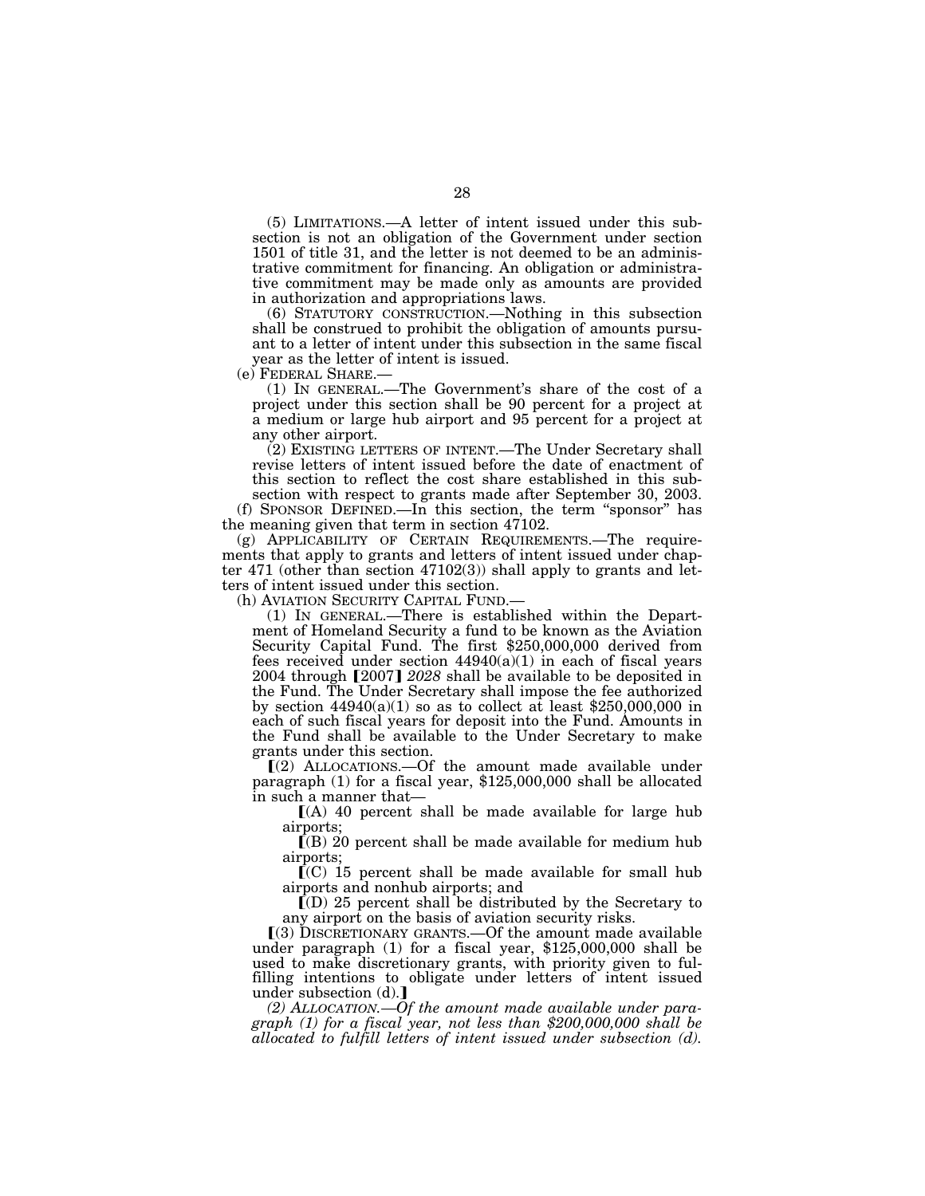(5) LIMITATIONS.—A letter of intent issued under this subsection is not an obligation of the Government under section 1501 of title 31, and the letter is not deemed to be an administrative commitment for financing. An obligation or administrative commitment may be made only as amounts are provided in authorization and appropriations laws.

(6) STATUTORY CONSTRUCTION.—Nothing in this subsection shall be construed to prohibit the obligation of amounts pursuant to a letter of intent under this subsection in the same fiscal year as the letter of intent is issued.

(e) FEDERAL SHARE.—

(1) IN GENERAL.—The Government's share of the cost of a project under this section shall be 90 percent for a project at a medium or large hub airport and 95 percent for a project at any other airport.

(2) EXISTING LETTERS OF INTENT.—The Under Secretary shall revise letters of intent issued before the date of enactment of this section to reflect the cost share established in this subsection with respect to grants made after September 30, 2003.

(f) SPONSOR DEFINED.—In this section, the term "sponsor" has the meaning given that term in section 47102.

(g) APPLICABILITY OF CERTAIN REQUIREMENTS.—The requirements that apply to grants and letters of intent issued under chapter 471 (other than section 47102(3)) shall apply to grants and letters of intent issued under this section.

(h) AVIATION SECURITY CAPITAL FUND.—

(1) IN GENERAL.—There is established within the Department of Homeland Security a fund to be known as the Aviation Security Capital Fund. The first $250,000,000 derived from fees received under section 44940(a)(1) in each of fiscal years 2004 through 【2007】 *2028* shall be available to be deposited in the Fund. The Under Secretary shall impose the fee authorized by section 44940(a)(1) so as to collect at least $250,000,000 in each of such fiscal years for deposit into the Fund. Amounts in the Fund shall be available to the Under Secretary to make grants under this section.

【(2) ALLOCATIONS.—Of the amount made available under paragraph (1) for a fiscal year, $125,000,000 shall be allocated in such a manner that—

【(A) 40 percent shall be made available for large hub airports;

【(B) 20 percent shall be made available for medium hub airports;

【(C) 15 percent shall be made available for small hub airports and nonhub airports; and

【(D) 25 percent shall be distributed by the Secretary to any airport on the basis of aviation security risks.

【(3) DISCRETIONARY GRANTS.—Of the amount made available under paragraph (1) for a fiscal year, $125,000,000 shall be used to make discretionary grants, with priority given to fulfilling intentions to obligate under letters of intent issued under subsection (d).】

*(2) ALLOCATION.—Of the amount made available under paragraph (1) for a fiscal year, not less than $200,000,000 shall be allocated to fulfill letters of intent issued under subsection (d).*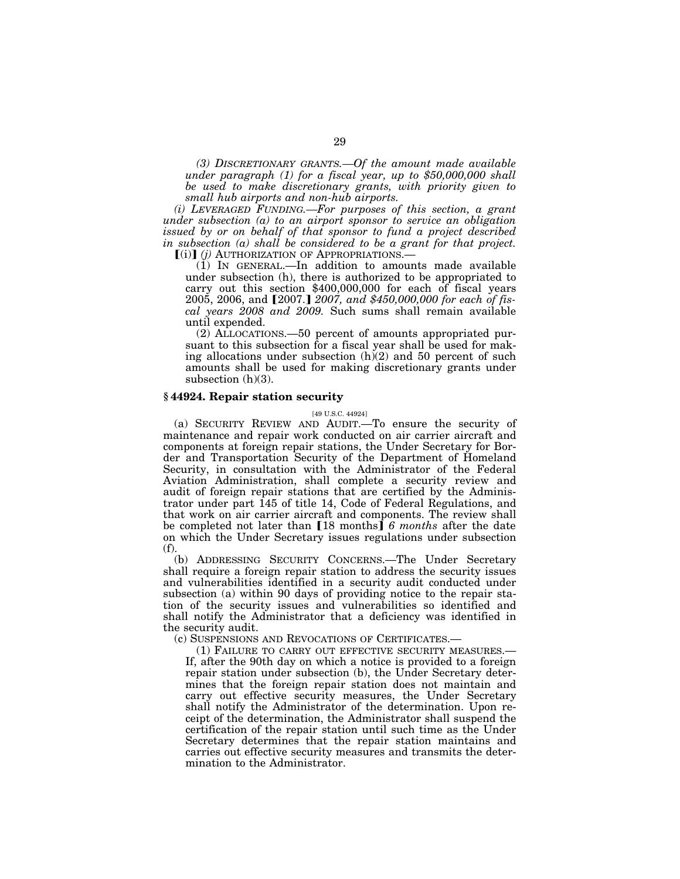*(3) DISCRETIONARY GRANTS.—Of the amount made available under paragraph (1) for a fiscal year, up to $50,000,000 shall be used to make discretionary grants, with priority given to small hub airports and non-hub airports.*

*(i) LEVERAGED FUNDING.—For purposes of this section, a grant under subsection (a) to an airport sponsor to service an obligation issued by or on behalf of that sponsor to fund a project described in subsection (a) shall be considered to be a grant for that project.*

【(i)】 *(j)* AUTHORIZATION OF APPROPRIATIONS.—

(1) IN GENERAL.—In addition to amounts made available under subsection (h), there is authorized to be appropriated to carry out this section $400,000,000 for each of fiscal years 2005, 2006, and 【2007.】 *2007, and $450,000,000 for each of fiscal years 2008 and 2009.* Such sums shall remain available until expended.

(2) ALLOCATIONS.—50 percent of amounts appropriated pursuant to this subsection for a fiscal year shall be used for making allocations under subsection (h)(2) and 50 percent of such amounts shall be used for making discretionary grants under subsection (h)(3).

### § 44924. Repair station security

[49 U.S.C. 44924]

(a) SECURITY REVIEW AND AUDIT.—To ensure the security of maintenance and repair work conducted on air carrier aircraft and components at foreign repair stations, the Under Secretary for Border and Transportation Security of the Department of Homeland Security, in consultation with the Administrator of the Federal Aviation Administration, shall complete a security review and audit of foreign repair stations that are certified by the Administrator under part 145 of title 14, Code of Federal Regulations, and that work on air carrier aircraft and components. The review shall be completed not later than 【18 months】 *6 months* after the date on which the Under Secretary issues regulations under subsection (f).

(b) ADDRESSING SECURITY CONCERNS.—The Under Secretary shall require a foreign repair station to address the security issues and vulnerabilities identified in a security audit conducted under subsection (a) within 90 days of providing notice to the repair station of the security issues and vulnerabilities so identified and shall notify the Administrator that a deficiency was identified in the security audit.

(c) SUSPENSIONS AND REVOCATIONS OF CERTIFICATES.—

(1) FAILURE TO CARRY OUT EFFECTIVE SECURITY MEASURES.—If, after the 90th day on which a notice is provided to a foreign repair station under subsection (b), the Under Secretary determines that the foreign repair station does not maintain and carry out effective security measures, the Under Secretary shall notify the Administrator of the determination. Upon receipt of the determination, the Administrator shall suspend the certification of the repair station until such time as the Under Secretary determines that the repair station maintains and carries out effective security measures and transmits the determination to the Administrator.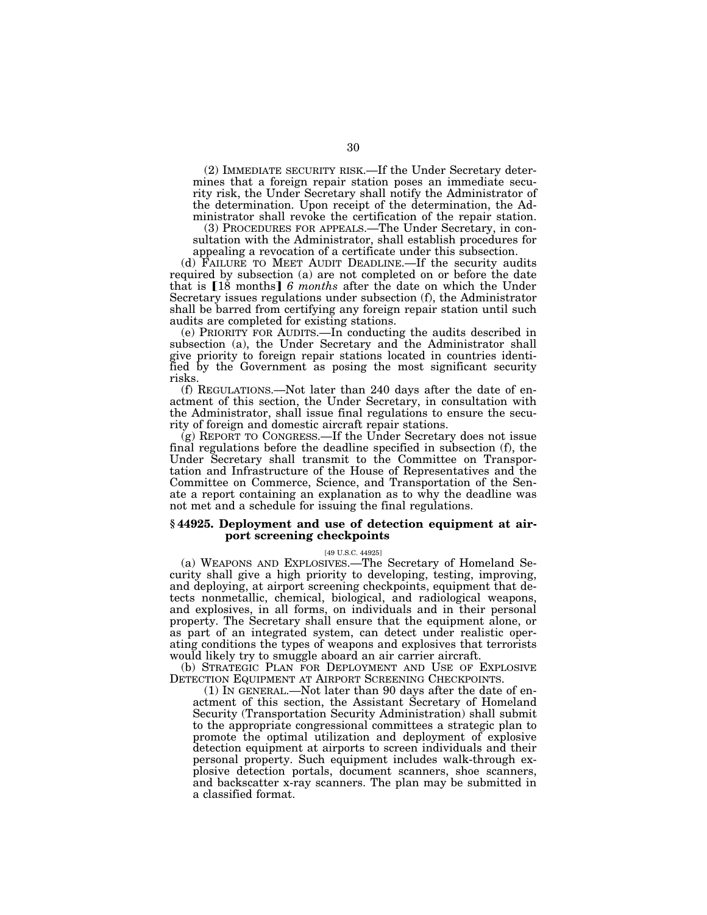(2) IMMEDIATE SECURITY RISK.—If the Under Secretary determines that a foreign repair station poses an immediate security risk, the Under Secretary shall notify the Administrator of the determination. Upon receipt of the determination, the Administrator shall revoke the certification of the repair station.

(3) PROCEDURES FOR APPEALS.—The Under Secretary, in consultation with the Administrator, shall establish procedures for appealing a revocation of a certificate under this subsection.

(d) FAILURE TO MEET AUDIT DEADLINE.—If the security audits required by subsection (a) are not completed on or before the date that is 【18 months】 *6 months* after the date on which the Under Secretary issues regulations under subsection (f), the Administrator shall be barred from certifying any foreign repair station until such audits are completed for existing stations.

(e) PRIORITY FOR AUDITS.—In conducting the audits described in subsection (a), the Under Secretary and the Administrator shall give priority to foreign repair stations located in countries identified by the Government as posing the most significant security risks.

(f) REGULATIONS.—Not later than 240 days after the date of enactment of this section, the Under Secretary, in consultation with the Administrator, shall issue final regulations to ensure the security of foreign and domestic aircraft repair stations.

(g) REPORT TO CONGRESS.—If the Under Secretary does not issue final regulations before the deadline specified in subsection (f), the Under Secretary shall transmit to the Committee on Transportation and Infrastructure of the House of Representatives and the Committee on Commerce, Science, and Transportation of the Senate a report containing an explanation as to why the deadline was not met and a schedule for issuing the final regulations.

### § 44925. Deployment and use of detection equipment at airport screening checkpoints

[49 U.S.C. 44925]

(a) WEAPONS AND EXPLOSIVES.—The Secretary of Homeland Security shall give a high priority to developing, testing, improving, and deploying, at airport screening checkpoints, equipment that detects nonmetallic, chemical, biological, and radiological weapons, and explosives, in all forms, on individuals and in their personal property. The Secretary shall ensure that the equipment alone, or as part of an integrated system, can detect under realistic operating conditions the types of weapons and explosives that terrorists would likely try to smuggle aboard an air carrier aircraft.

(b) STRATEGIC PLAN FOR DEPLOYMENT AND USE OF EXPLOSIVE DETECTION EQUIPMENT AT AIRPORT SCREENING CHECKPOINTS.

(1) IN GENERAL.—Not later than 90 days after the date of enactment of this section, the Assistant Secretary of Homeland Security (Transportation Security Administration) shall submit to the appropriate congressional committees a strategic plan to promote the optimal utilization and deployment of explosive detection equipment at airports to screen individuals and their personal property. Such equipment includes walk-through explosive detection portals, document scanners, shoe scanners, and backscatter x-ray scanners. The plan may be submitted in a classified format.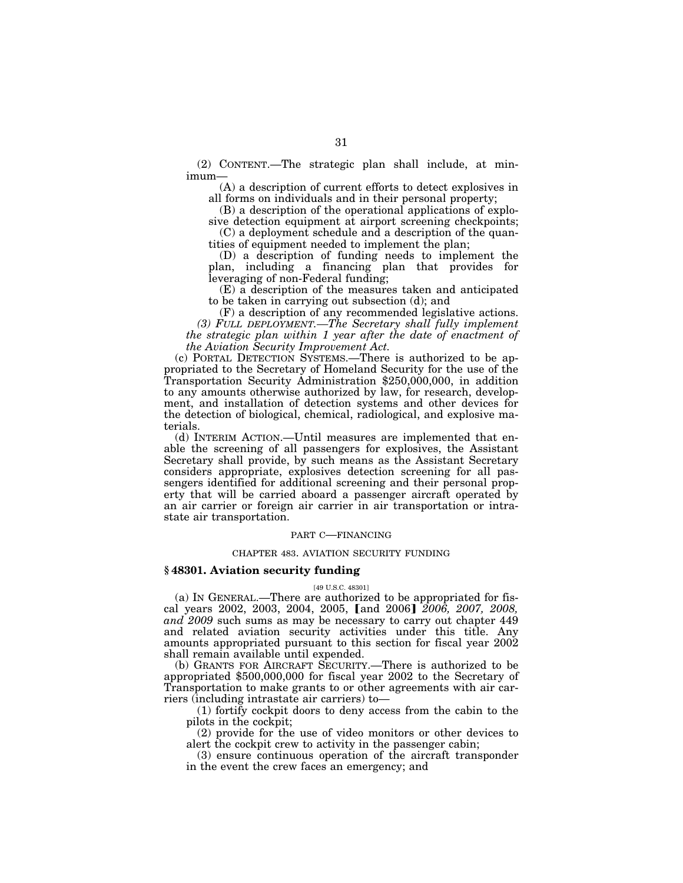(2) CONTENT.—The strategic plan shall include, at minimum—

(A) a description of current efforts to detect explosives in all forms on individuals and in their personal property;

(B) a description of the operational applications of explosive detection equipment at airport screening checkpoints;

(C) a deployment schedule and a description of the quantities of equipment needed to implement the plan;

(D) a description of funding needs to implement the plan, including a financing plan that provides for leveraging of non-Federal funding;

(E) a description of the measures taken and anticipated to be taken in carrying out subsection (d); and

(F) a description of any recommended legislative actions.

*(3) FULL DEPLOYMENT.—The Secretary shall fully implement the strategic plan within 1 year after the date of enactment of the Aviation Security Improvement Act.*

(c) PORTAL DETECTION SYSTEMS.—There is authorized to be appropriated to the Secretary of Homeland Security for the use of the Transportation Security Administration $250,000,000, in addition to any amounts otherwise authorized by law, for research, development, and installation of detection systems and other devices for the detection of biological, chemical, radiological, and explosive materials.

(d) INTERIM ACTION.—Until measures are implemented that enable the screening of all passengers for explosives, the Assistant Secretary shall provide, by such means as the Assistant Secretary considers appropriate, explosives detection screening for all passengers identified for additional screening and their personal property that will be carried aboard a passenger aircraft operated by an air carrier or foreign air carrier in air transportation or intrastate air transportation.

PART C—FINANCING

CHAPTER 483. AVIATION SECURITY FUNDING

## § 48301. Aviation security funding

[49 U.S.C. 48301]

(a) IN GENERAL.—There are authorized to be appropriated for fiscal years 2002, 2003, 2004, 2005, 【and 2006】 *2006, 2007, 2008, and 2009* such sums as may be necessary to carry out chapter 449 and related aviation security activities under this title. Any amounts appropriated pursuant to this section for fiscal year 2002 shall remain available until expended.

(b) GRANTS FOR AIRCRAFT SECURITY.—There is authorized to be appropriated $500,000,000 for fiscal year 2002 to the Secretary of Transportation to make grants to or other agreements with air carriers (including intrastate air carriers) to—

(1) fortify cockpit doors to deny access from the cabin to the pilots in the cockpit;

(2) provide for the use of video monitors or other devices to alert the cockpit crew to activity in the passenger cabin;

(3) ensure continuous operation of the aircraft transponder in the event the crew faces an emergency; and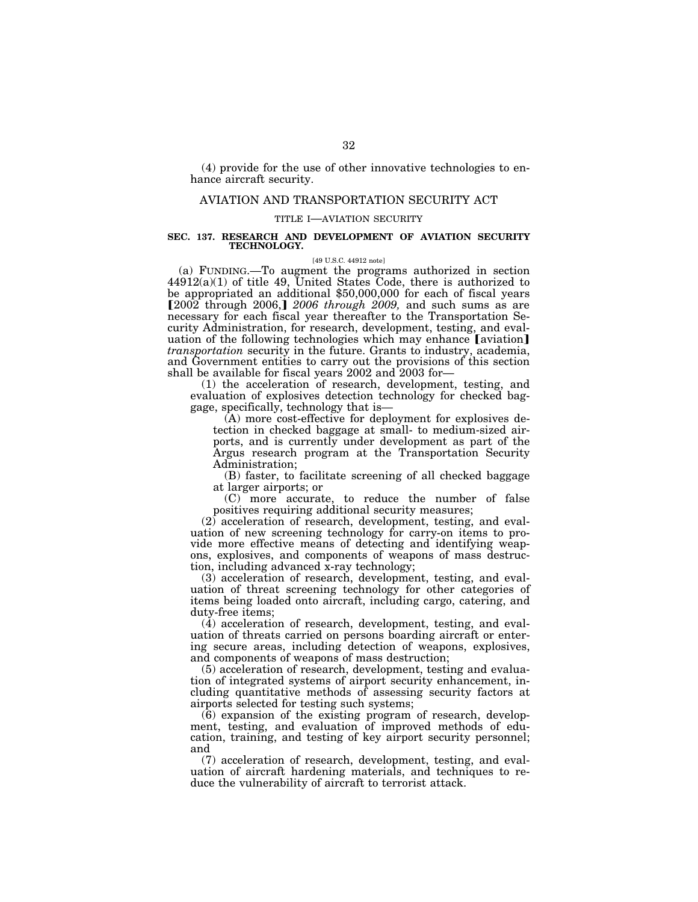(4) provide for the use of other innovative technologies to enhance aircraft security.

## AVIATION AND TRANSPORTATION SECURITY ACT

### TITLE I—AVIATION SECURITY

**SEC. 137. RESEARCH AND DEVELOPMENT OF AVIATION SECURITY TECHNOLOGY.**

[49 U.S.C. 44912 note]

(a) FUNDING.—To augment the programs authorized in section 44912(a)(1) of title 49, United States Code, there is authorized to be appropriated an additional $50,000,000 for each of fiscal years [2002 through 2006,] *2006 through 2009,* and such sums as are necessary for each fiscal year thereafter to the Transportation Security Administration, for research, development, testing, and evaluation of the following technologies which may enhance [aviation] *transportation* security in the future. Grants to industry, academia, and Government entities to carry out the provisions of this section shall be available for fiscal years 2002 and 2003 for—

(1) the acceleration of research, development, testing, and evaluation of explosives detection technology for checked baggage, specifically, technology that is—

(A) more cost-effective for deployment for explosives detection in checked baggage at small- to medium-sized airports, and is currently under development as part of the Argus research program at the Transportation Security Administration;

(B) faster, to facilitate screening of all checked baggage at larger airports; or

(C) more accurate, to reduce the number of false positives requiring additional security measures;

(2) acceleration of research, development, testing, and evaluation of new screening technology for carry-on items to provide more effective means of detecting and identifying weapons, explosives, and components of weapons of mass destruction, including advanced x-ray technology;

(3) acceleration of research, development, testing, and evaluation of threat screening technology for other categories of items being loaded onto aircraft, including cargo, catering, and duty-free items;

(4) acceleration of research, development, testing, and evaluation of threats carried on persons boarding aircraft or entering secure areas, including detection of weapons, explosives, and components of weapons of mass destruction;

(5) acceleration of research, development, testing and evaluation of integrated systems of airport security enhancement, including quantitative methods of assessing security factors at airports selected for testing such systems;

(6) expansion of the existing program of research, development, testing, and evaluation of improved methods of education, training, and testing of key airport security personnel; and

(7) acceleration of research, development, testing, and evaluation of aircraft hardening materials, and techniques to reduce the vulnerability of aircraft to terrorist attack.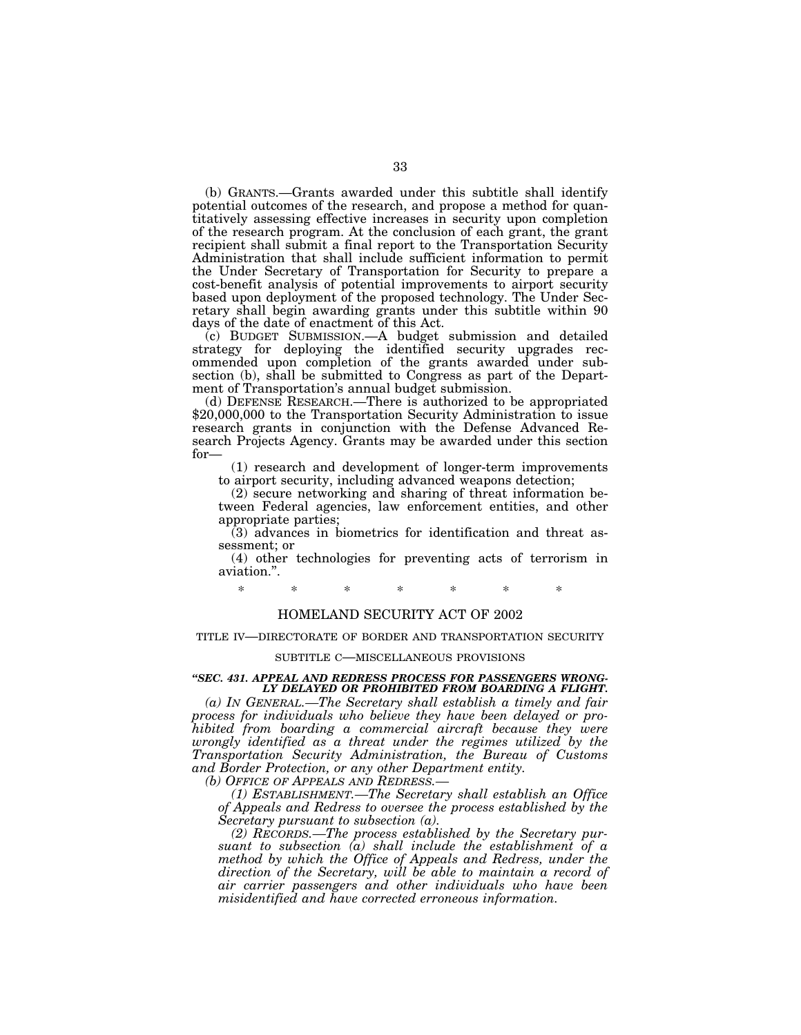(b) GRANTS.—Grants awarded under this subtitle shall identify potential outcomes of the research, and propose a method for quantitatively assessing effective increases in security upon completion of the research program. At the conclusion of each grant, the grant recipient shall submit a final report to the Transportation Security Administration that shall include sufficient information to permit the Under Secretary of Transportation for Security to prepare a cost-benefit analysis of potential improvements to airport security based upon deployment of the proposed technology. The Under Secretary shall begin awarding grants under this subtitle within 90 days of the date of enactment of this Act.

(c) BUDGET SUBMISSION.—A budget submission and detailed strategy for deploying the identified security upgrades recommended upon completion of the grants awarded under subsection (b), shall be submitted to Congress as part of the Department of Transportation's annual budget submission.

(d) DEFENSE RESEARCH.—There is authorized to be appropriated $20,000,000 to the Transportation Security Administration to issue research grants in conjunction with the Defense Advanced Research Projects Agency. Grants may be awarded under this section for—

(1) research and development of longer-term improvements to airport security, including advanced weapons detection;

(2) secure networking and sharing of threat information between Federal agencies, law enforcement entities, and other appropriate parties;

(3) advances in biometrics for identification and threat assessment; or

(4) other technologies for preventing acts of terrorism in aviation.".

\* \* \* \* \* \* \*

## HOMELAND SECURITY ACT OF 2002

### TITLE IV—DIRECTORATE OF BORDER AND TRANSPORTATION SECURITY

#### SUBTITLE C—MISCELLANEOUS PROVISIONS

***"SEC. 431. APPEAL AND REDRESS PROCESS FOR PASSENGERS WRONGLY DELAYED OR PROHIBITED FROM BOARDING A FLIGHT.***

*(a) IN GENERAL.—The Secretary shall establish a timely and fair process for individuals who believe they have been delayed or prohibited from boarding a commercial aircraft because they were wrongly identified as a threat under the regimes utilized by the Transportation Security Administration, the Bureau of Customs and Border Protection, or any other Department entity.*

*(b) OFFICE OF APPEALS AND REDRESS.—*

*(1) ESTABLISHMENT.—The Secretary shall establish an Office of Appeals and Redress to oversee the process established by the Secretary pursuant to subsection (a).*

*(2) RECORDS.—The process established by the Secretary pursuant to subsection (a) shall include the establishment of a method by which the Office of Appeals and Redress, under the direction of the Secretary, will be able to maintain a record of air carrier passengers and other individuals who have been misidentified and have corrected erroneous information.*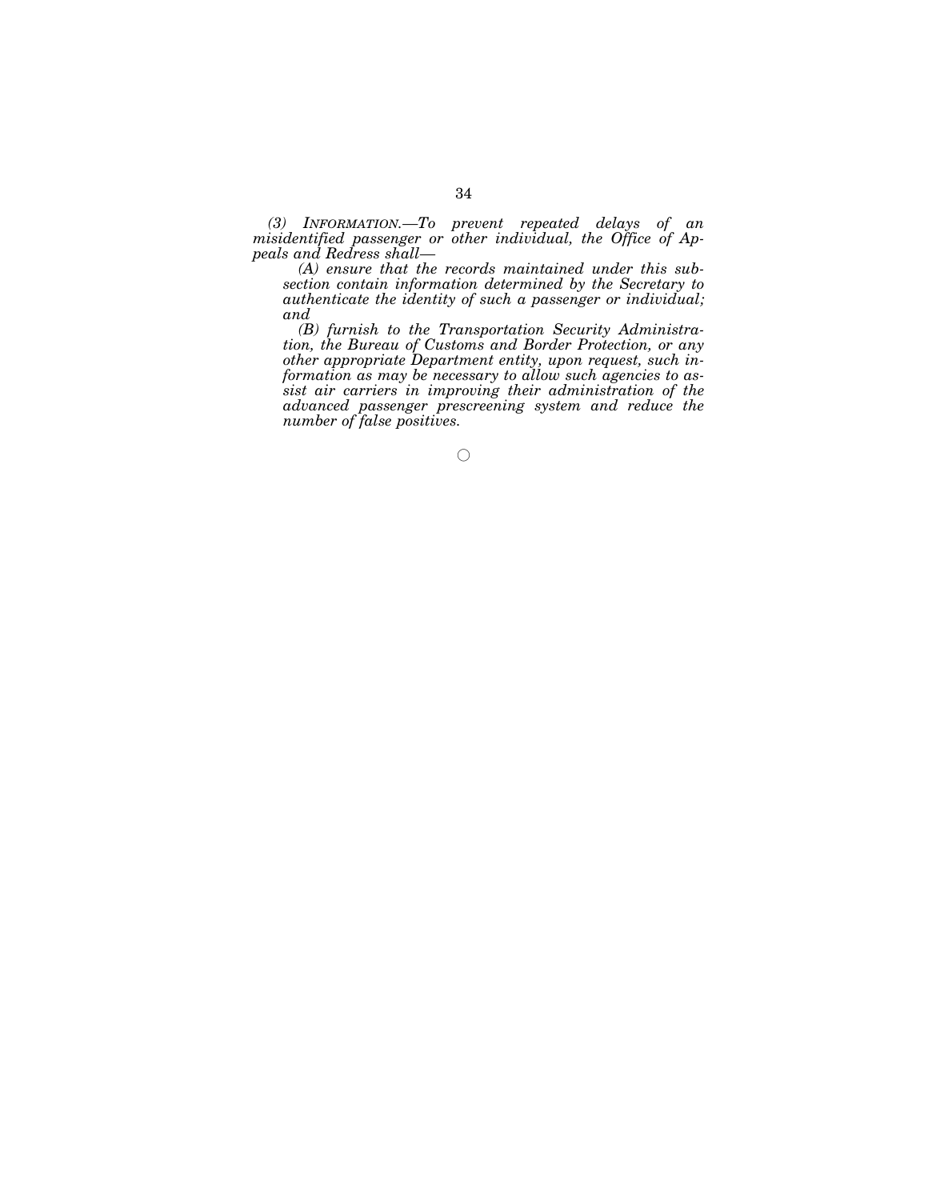*(3) INFORMATION.—To prevent repeated delays of an misidentified passenger or other individual, the Office of Appeals and Redress shall—*

*(A) ensure that the records maintained under this subsection contain information determined by the Secretary to authenticate the identity of such a passenger or individual; and*

*(B) furnish to the Transportation Security Administration, the Bureau of Customs and Border Protection, or any other appropriate Department entity, upon request, such information as may be necessary to allow such agencies to assist air carriers in improving their administration of the advanced passenger prescreening system and reduce the number of false positives.*

○